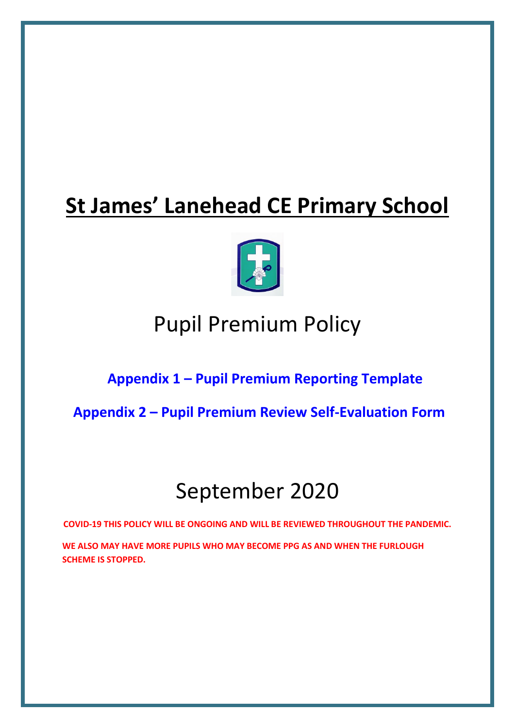# St James' Lanehead CE Primary School

## Pupil Premium Policy

**Appendix 1 – Pupil Premium Reporting Template**

**Appendix 2 – Pupil Premium Review Self-Evaluation Form**

## September 2020

**COVID-19 THIS POLICY WILL BE ONGOING AND WILL BE REVIEWED THROUGHOUT THE PANDEMIC.**

**WE ALSO MAY HAVE MORE PUPILS WHO MAY BECOME PPG AS AND WHEN THE FURLOUGH SCHEME IS STOPPED.**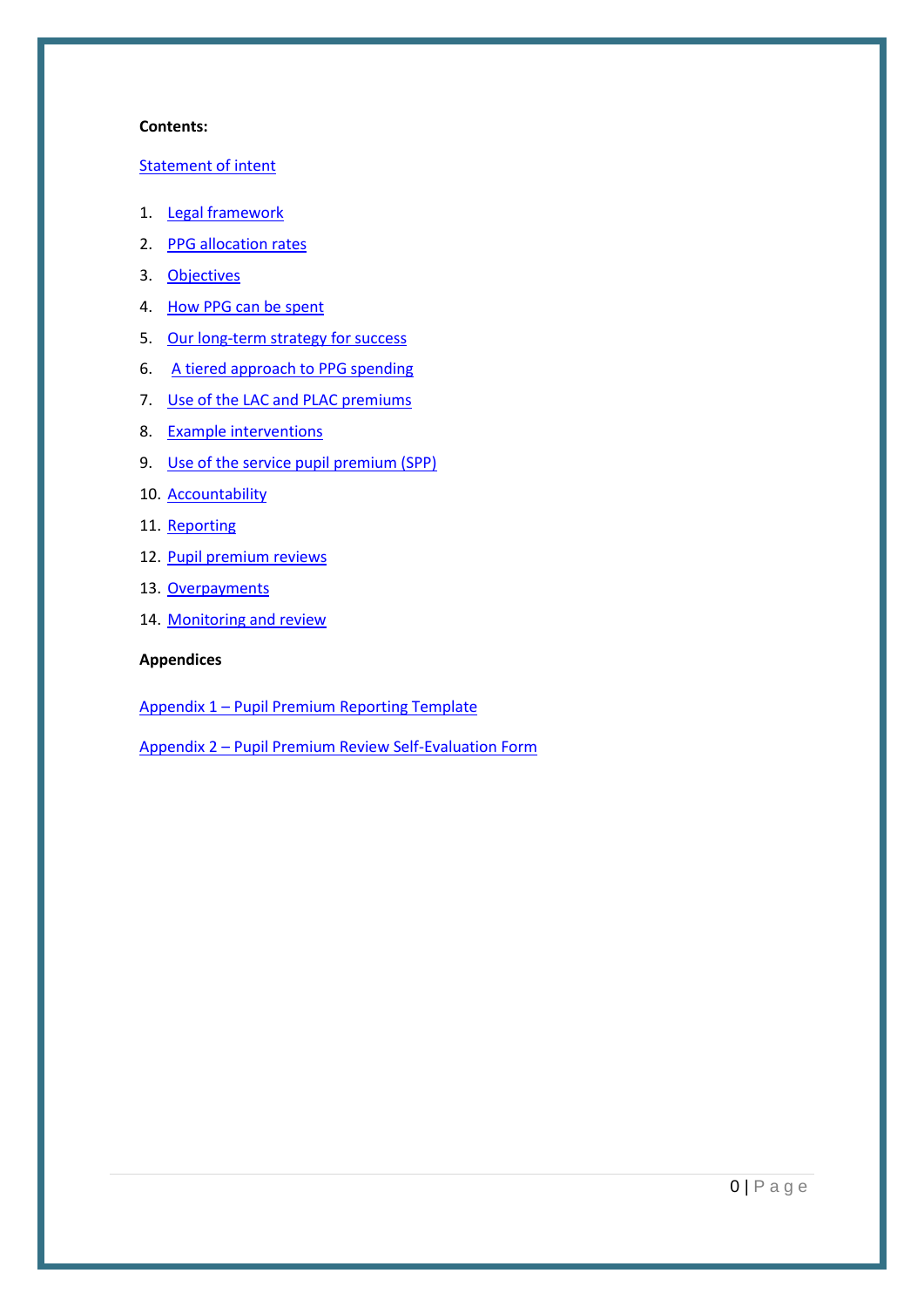**Contents:**

Statement of intent

1. Legal framework
2. PPG allocation rates
3. Objectives
4. How PPG can be spent
5. Our long-term strategy for success
6. A tiered approach to PPG spending
7. Use of the LAC and PLAC premiums
8. Example interventions
9. Use of the service pupil premium (SPP)
10. Accountability
11. Reporting
12. Pupil premium reviews
13. Overpayments
14. Monitoring and review

**Appendices**

Appendix 1 – Pupil Premium Reporting Template

Appendix 2 – Pupil Premium Review Self-Evaluation Form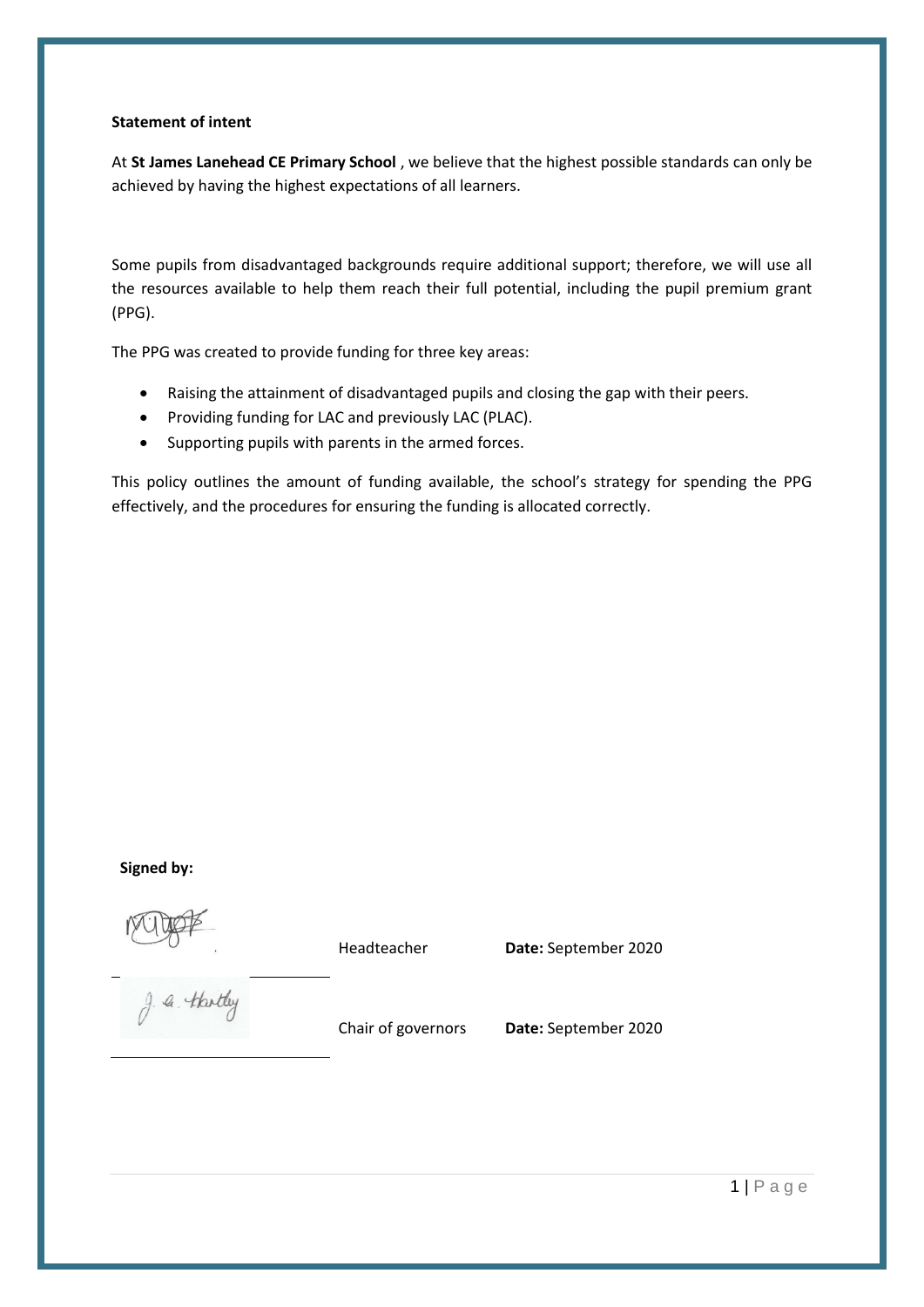**Statement of intent**

At **St James Lanehead CE Primary School** , we believe that the highest possible standards can only be achieved by having the highest expectations of all learners.

Some pupils from disadvantaged backgrounds require additional support; therefore, we will use all the resources available to help them reach their full potential, including the pupil premium grant (PPG).

The PPG was created to provide funding for three key areas:

- Raising the attainment of disadvantaged pupils and closing the gap with their peers.
- Providing funding for LAC and previously LAC (PLAC).
- Supporting pupils with parents in the armed forces.

This policy outlines the amount of funding available, the school's strategy for spending the PPG effectively, and the procedures for ensuring the funding is allocated correctly.

**Signed by:**

| | | |
|---|---|---|
| ____________________ | Headteacher | **Date:** September 2020 |
| ____________________ | Chair of governors | **Date:** September 2020 |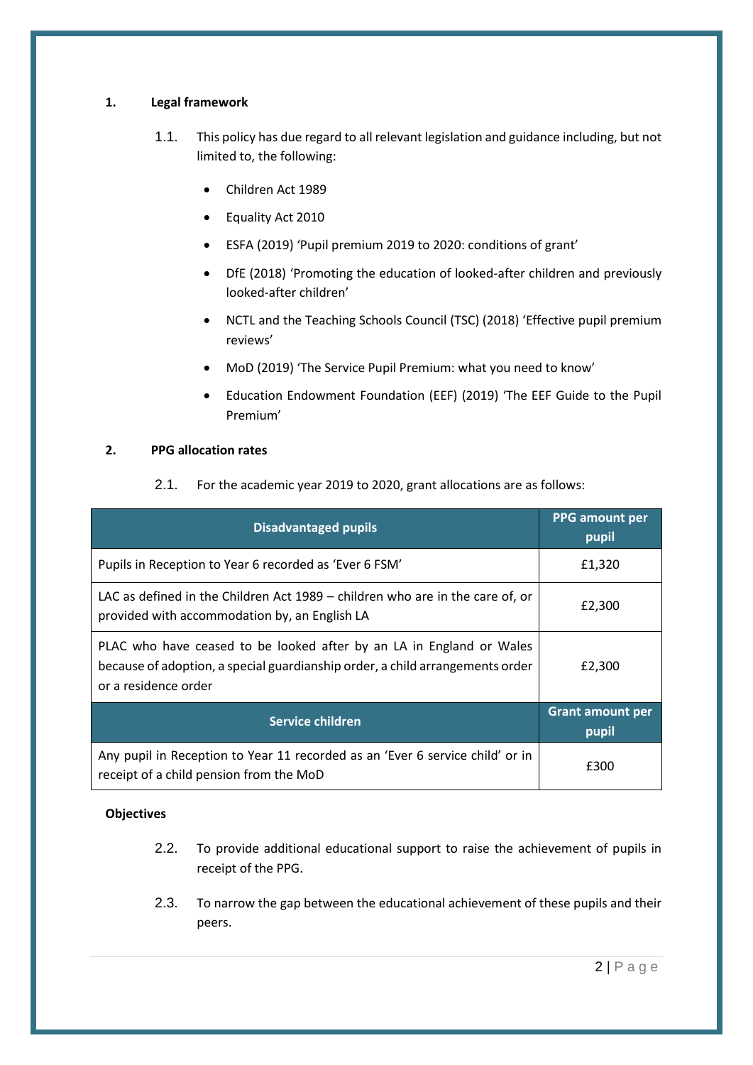## 1. Legal framework

1.1. This policy has due regard to all relevant legislation and guidance including, but not limited to, the following:

- Children Act 1989
- Equality Act 2010
- ESFA (2019) 'Pupil premium 2019 to 2020: conditions of grant'
- DfE (2018) 'Promoting the education of looked-after children and previously looked-after children'
- NCTL and the Teaching Schools Council (TSC) (2018) 'Effective pupil premium reviews'
- MoD (2019) 'The Service Pupil Premium: what you need to know'
- Education Endowment Foundation (EEF) (2019) 'The EEF Guide to the Pupil Premium'

## 2. PPG allocation rates

2.1. For the academic year 2019 to 2020, grant allocations are as follows:

| Disadvantaged pupils | PPG amount per pupil |
| --- | --- |
| Pupils in Reception to Year 6 recorded as 'Ever 6 FSM' | £1,320 |
| LAC as defined in the Children Act 1989 – children who are in the care of, or provided with accommodation by, an English LA | £2,300 |
| PLAC who have ceased to be looked after by an LA in England or Wales because of adoption, a special guardianship order, a child arrangements order or a residence order | £2,300 |
| **Service children** | **Grant amount per pupil** |
| Any pupil in Reception to Year 11 recorded as an 'Ever 6 service child' or in receipt of a child pension from the MoD | £300 |

**Objectives**

2.2. To provide additional educational support to raise the achievement of pupils in receipt of the PPG.

2.3. To narrow the gap between the educational achievement of these pupils and their peers.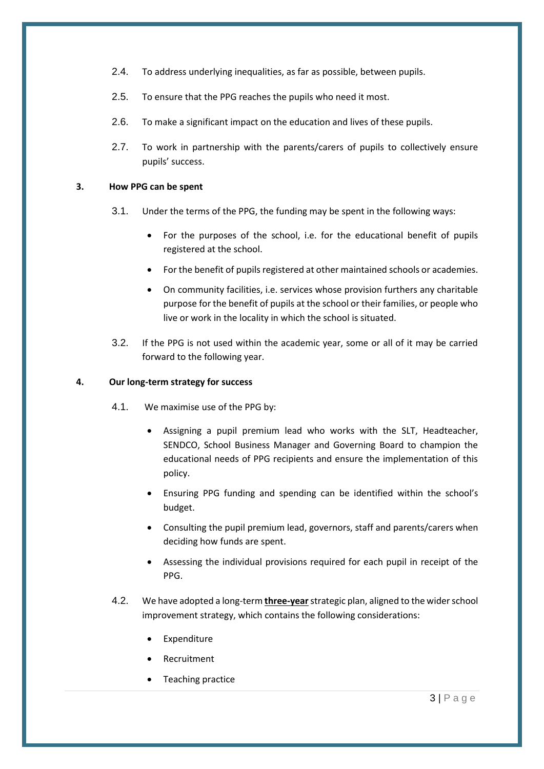2.4. To address underlying inequalities, as far as possible, between pupils.

2.5. To ensure that the PPG reaches the pupils who need it most.

2.6. To make a significant impact on the education and lives of these pupils.

2.7. To work in partnership with the parents/carers of pupils to collectively ensure pupils' success.

**3. How PPG can be spent**

3.1. Under the terms of the PPG, the funding may be spent in the following ways:

- For the purposes of the school, i.e. for the educational benefit of pupils registered at the school.
- For the benefit of pupils registered at other maintained schools or academies.
- On community facilities, i.e. services whose provision furthers any charitable purpose for the benefit of pupils at the school or their families, or people who live or work in the locality in which the school is situated.

3.2. If the PPG is not used within the academic year, some or all of it may be carried forward to the following year.

**4. Our long-term strategy for success**

4.1. We maximise use of the PPG by:

- Assigning a pupil premium lead who works with the SLT, Headteacher, SENDCO, School Business Manager and Governing Board to champion the educational needs of PPG recipients and ensure the implementation of this policy.
- Ensuring PPG funding and spending can be identified within the school's budget.
- Consulting the pupil premium lead, governors, staff and parents/carers when deciding how funds are spent.
- Assessing the individual provisions required for each pupil in receipt of the PPG.

4.2. We have adopted a long-term **three-year** strategic plan, aligned to the wider school improvement strategy, which contains the following considerations:

- Expenditure
- Recruitment
- Teaching practice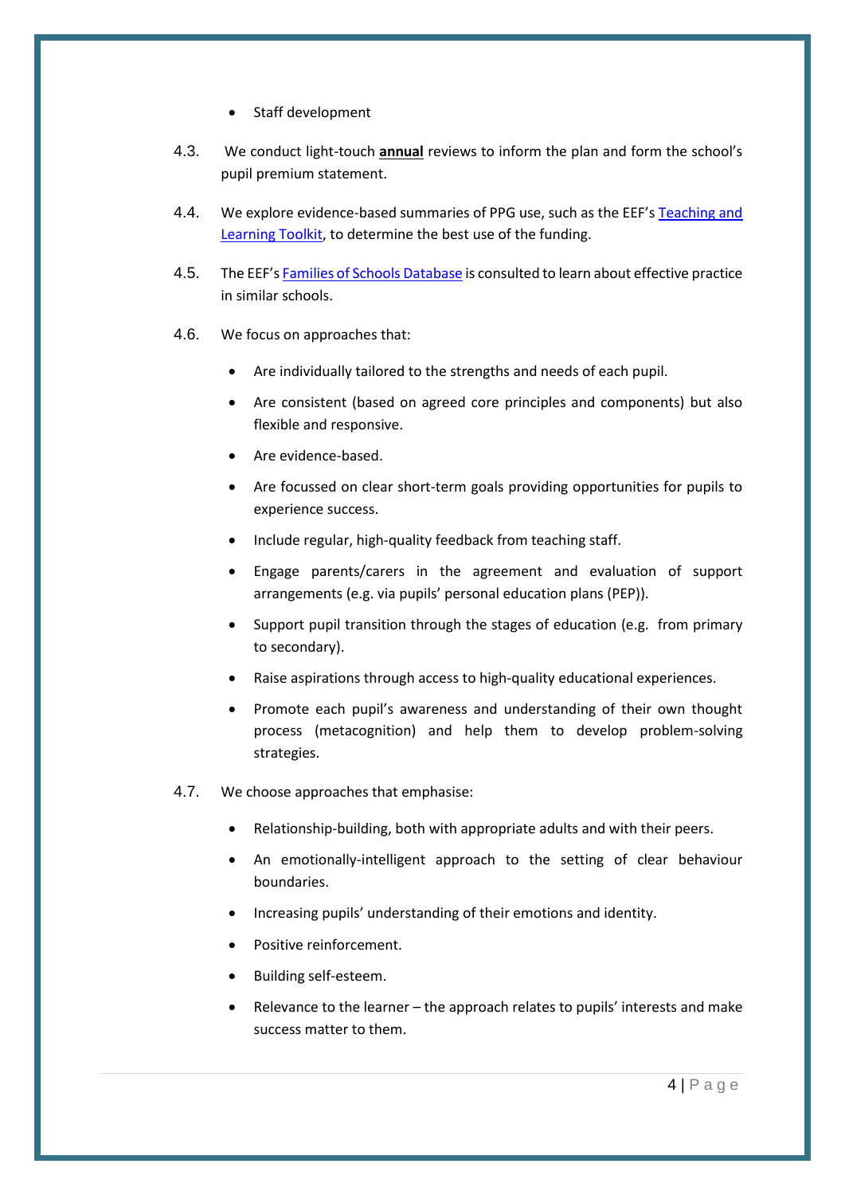- Staff development

4.3. We conduct light-touch **annual** reviews to inform the plan and form the school's pupil premium statement.

4.4. We explore evidence-based summaries of PPG use, such as the EEF's [Teaching and Learning Toolkit](), to determine the best use of the funding.

4.5. The EEF's [Families of Schools Database]() is consulted to learn about effective practice in similar schools.

4.6. We focus on approaches that:

- Are individually tailored to the strengths and needs of each pupil.
- Are consistent (based on agreed core principles and components) but also flexible and responsive.
- Are evidence-based.
- Are focussed on clear short-term goals providing opportunities for pupils to experience success.
- Include regular, high-quality feedback from teaching staff.
- Engage parents/carers in the agreement and evaluation of support arrangements (e.g. via pupils' personal education plans (PEP)).
- Support pupil transition through the stages of education (e.g. from primary to secondary).
- Raise aspirations through access to high-quality educational experiences.
- Promote each pupil's awareness and understanding of their own thought process (metacognition) and help them to develop problem-solving strategies.

4.7. We choose approaches that emphasise:

- Relationship-building, both with appropriate adults and with their peers.
- An emotionally-intelligent approach to the setting of clear behaviour boundaries.
- Increasing pupils' understanding of their emotions and identity.
- Positive reinforcement.
- Building self-esteem.
- Relevance to the learner – the approach relates to pupils' interests and make success matter to them.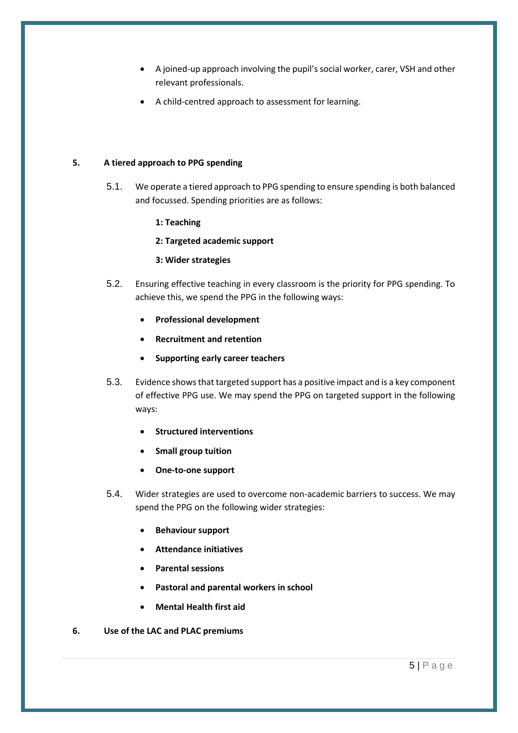- A joined-up approach involving the pupil's social worker, carer, VSH and other relevant professionals.
- A child-centred approach to assessment for learning.

## 5. A tiered approach to PPG spending

5.1. We operate a tiered approach to PPG spending to ensure spending is both balanced and focussed. Spending priorities are as follows:

**1: Teaching**

**2: Targeted academic support**

**3: Wider strategies**

5.2. Ensuring effective teaching in every classroom is the priority for PPG spending. To achieve this, we spend the PPG in the following ways:

- **Professional development**
- **Recruitment and retention**
- **Supporting early career teachers**

5.3. Evidence shows that targeted support has a positive impact and is a key component of effective PPG use. We may spend the PPG on targeted support in the following ways:

- **Structured interventions**
- **Small group tuition**
- **One-to-one support**

5.4. Wider strategies are used to overcome non-academic barriers to success. We may spend the PPG on the following wider strategies:

- **Behaviour support**
- **Attendance initiatives**
- **Parental sessions**
- **Pastoral and parental workers in school**
- **Mental Health first aid**

## 6. Use of the LAC and PLAC premiums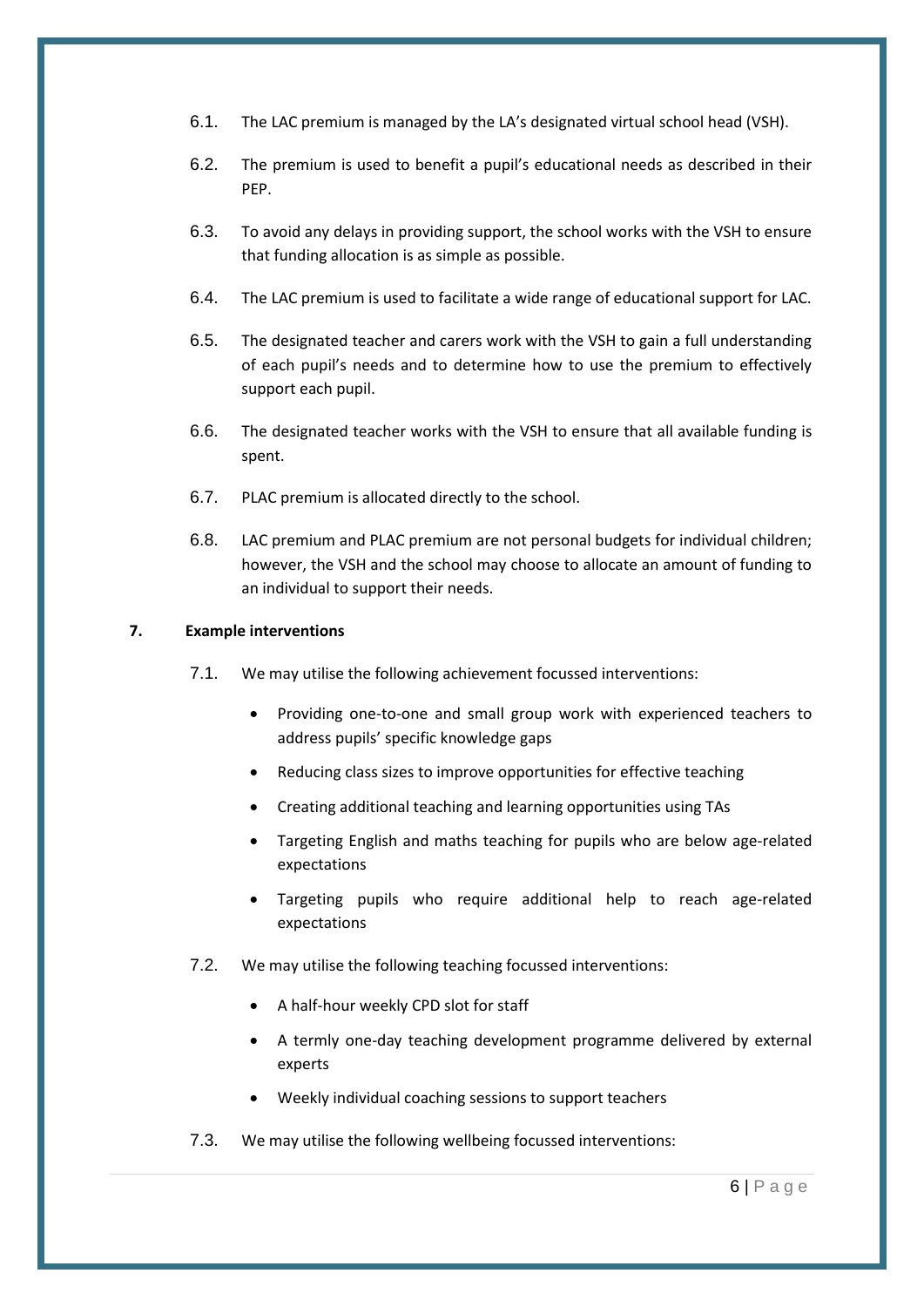6.1. The LAC premium is managed by the LA's designated virtual school head (VSH).

6.2. The premium is used to benefit a pupil's educational needs as described in their PEP.

6.3. To avoid any delays in providing support, the school works with the VSH to ensure that funding allocation is as simple as possible.

6.4. The LAC premium is used to facilitate a wide range of educational support for LAC.

6.5. The designated teacher and carers work with the VSH to gain a full understanding of each pupil's needs and to determine how to use the premium to effectively support each pupil.

6.6. The designated teacher works with the VSH to ensure that all available funding is spent.

6.7. PLAC premium is allocated directly to the school.

6.8. LAC premium and PLAC premium are not personal budgets for individual children; however, the VSH and the school may choose to allocate an amount of funding to an individual to support their needs.

## 7. Example interventions

7.1. We may utilise the following achievement focussed interventions:

- Providing one-to-one and small group work with experienced teachers to address pupils' specific knowledge gaps
- Reducing class sizes to improve opportunities for effective teaching
- Creating additional teaching and learning opportunities using TAs
- Targeting English and maths teaching for pupils who are below age-related expectations
- Targeting pupils who require additional help to reach age-related expectations

7.2. We may utilise the following teaching focussed interventions:

- A half-hour weekly CPD slot for staff
- A termly one-day teaching development programme delivered by external experts
- Weekly individual coaching sessions to support teachers

7.3. We may utilise the following wellbeing focussed interventions: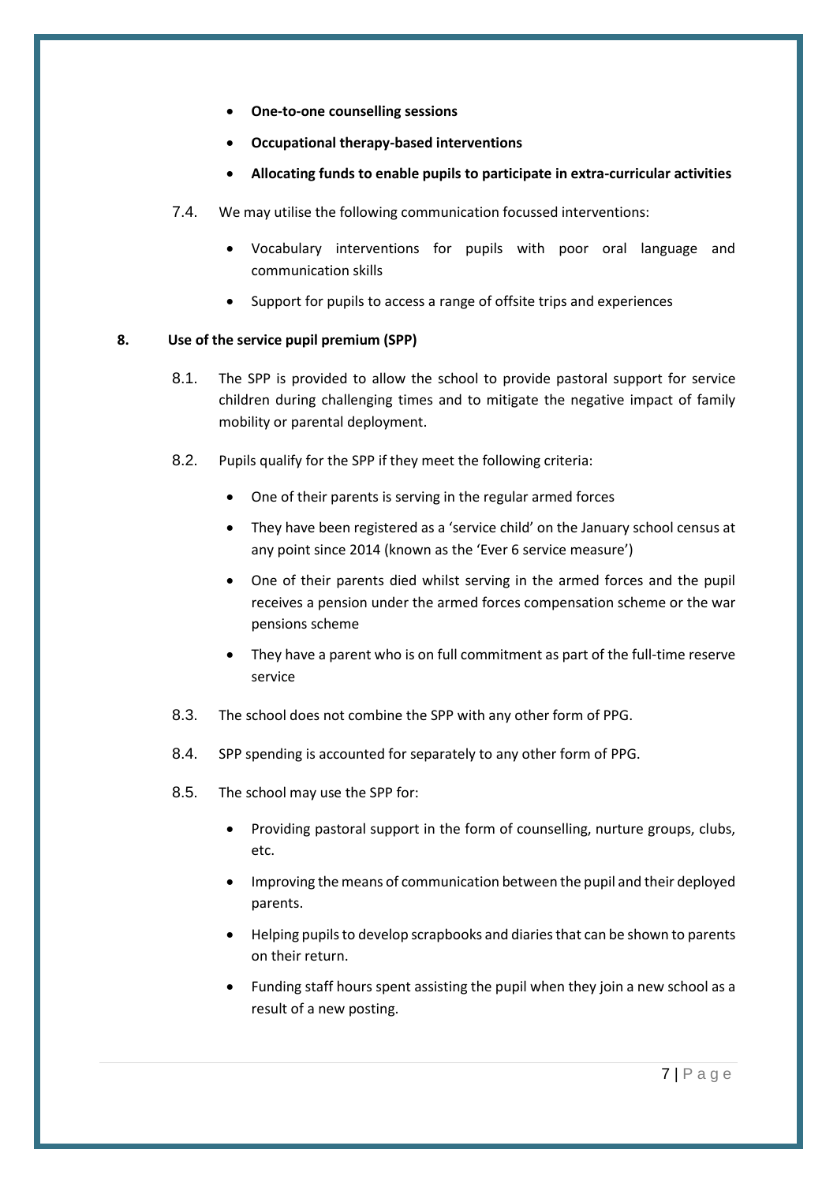- **One-to-one counselling sessions**
- **Occupational therapy-based interventions**
- **Allocating funds to enable pupils to participate in extra-curricular activities**

7.4. We may utilise the following communication focussed interventions:

- Vocabulary interventions for pupils with poor oral language and communication skills
- Support for pupils to access a range of offsite trips and experiences

## 8. Use of the service pupil premium (SPP)

8.1. The SPP is provided to allow the school to provide pastoral support for service children during challenging times and to mitigate the negative impact of family mobility or parental deployment.

8.2. Pupils qualify for the SPP if they meet the following criteria:

- One of their parents is serving in the regular armed forces
- They have been registered as a 'service child' on the January school census at any point since 2014 (known as the 'Ever 6 service measure')
- One of their parents died whilst serving in the armed forces and the pupil receives a pension under the armed forces compensation scheme or the war pensions scheme
- They have a parent who is on full commitment as part of the full-time reserve service

8.3. The school does not combine the SPP with any other form of PPG.

8.4. SPP spending is accounted for separately to any other form of PPG.

8.5. The school may use the SPP for:

- Providing pastoral support in the form of counselling, nurture groups, clubs, etc.
- Improving the means of communication between the pupil and their deployed parents.
- Helping pupils to develop scrapbooks and diaries that can be shown to parents on their return.
- Funding staff hours spent assisting the pupil when they join a new school as a result of a new posting.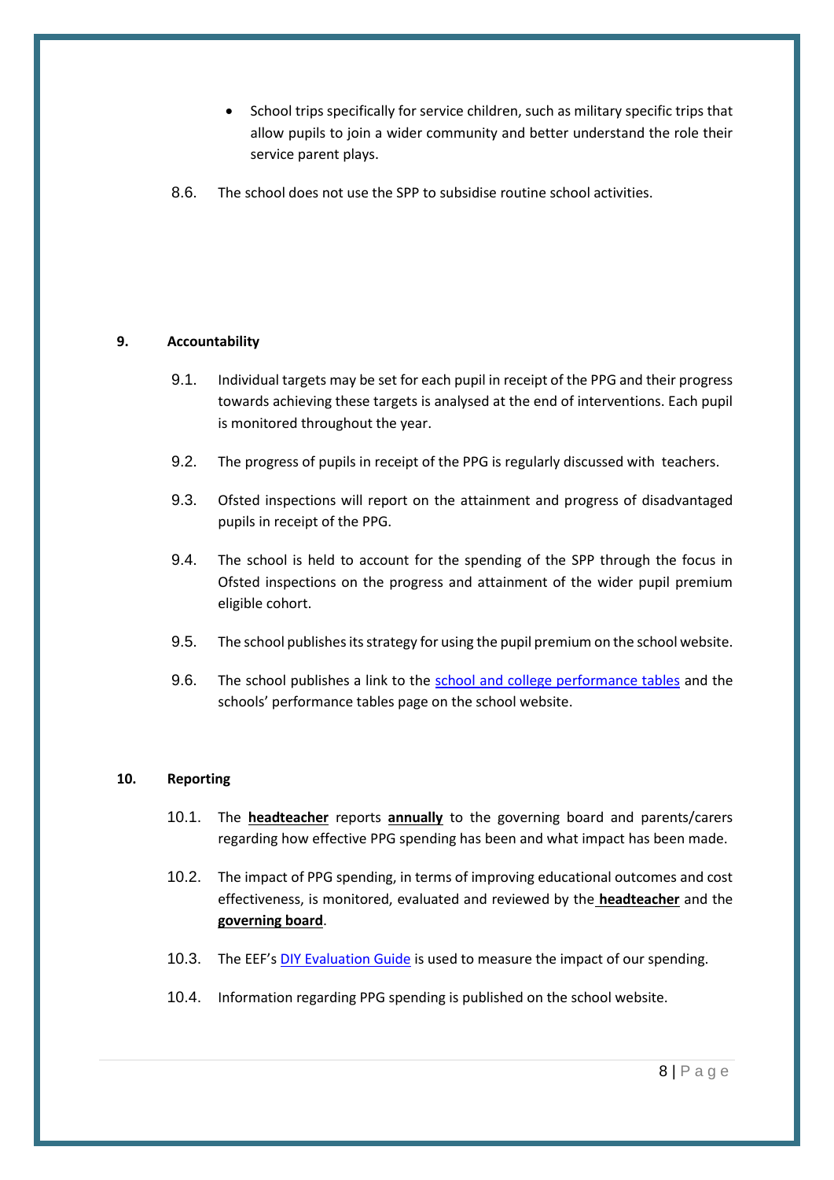- School trips specifically for service children, such as military specific trips that allow pupils to join a wider community and better understand the role their service parent plays.

8.6. The school does not use the SPP to subsidise routine school activities.

## 9. Accountability

9.1. Individual targets may be set for each pupil in receipt of the PPG and their progress towards achieving these targets is analysed at the end of interventions. Each pupil is monitored throughout the year.

9.2. The progress of pupils in receipt of the PPG is regularly discussed with teachers.

9.3. Ofsted inspections will report on the attainment and progress of disadvantaged pupils in receipt of the PPG.

9.4. The school is held to account for the spending of the SPP through the focus in Ofsted inspections on the progress and attainment of the wider pupil premium eligible cohort.

9.5. The school publishes its strategy for using the pupil premium on the school website.

9.6. The school publishes a link to the school and college performance tables and the schools' performance tables page on the school website.

## 10. Reporting

10.1. The **headteacher** reports **annually** to the governing board and parents/carers regarding how effective PPG spending has been and what impact has been made.

10.2. The impact of PPG spending, in terms of improving educational outcomes and cost effectiveness, is monitored, evaluated and reviewed by the **headteacher** and the **governing board**.

10.3. The EEF's DIY Evaluation Guide is used to measure the impact of our spending.

10.4. Information regarding PPG spending is published on the school website.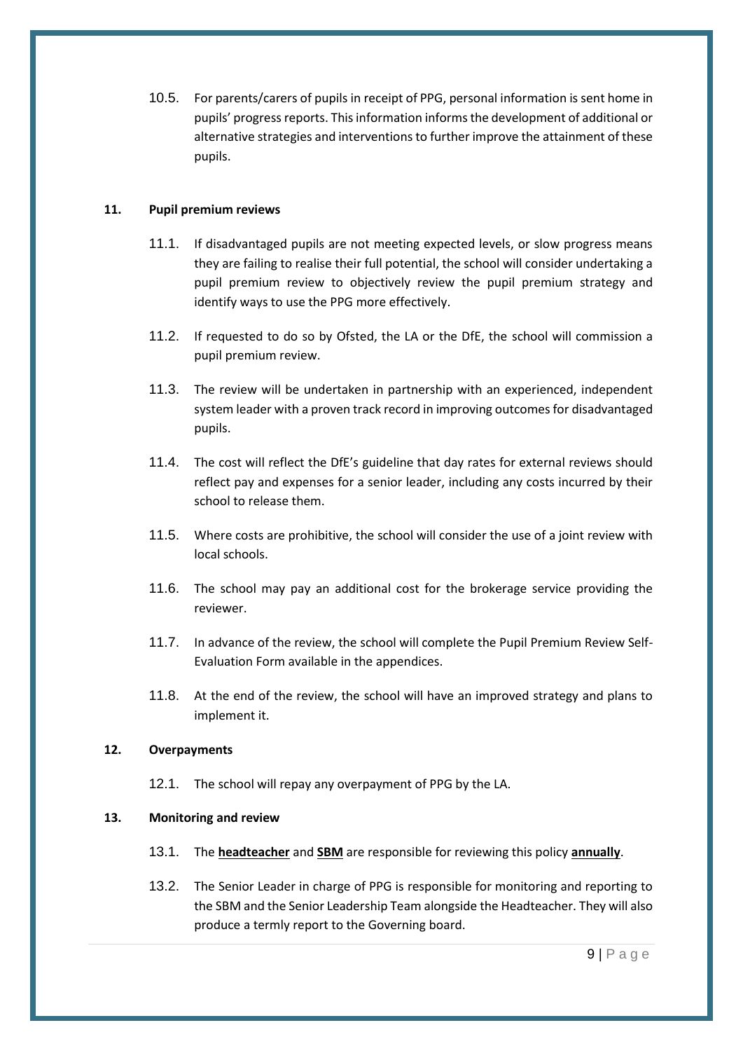10.5. For parents/carers of pupils in receipt of PPG, personal information is sent home in pupils' progress reports. This information informs the development of additional or alternative strategies and interventions to further improve the attainment of these pupils.

## 11. Pupil premium reviews

11.1. If disadvantaged pupils are not meeting expected levels, or slow progress means they are failing to realise their full potential, the school will consider undertaking a pupil premium review to objectively review the pupil premium strategy and identify ways to use the PPG more effectively.

11.2. If requested to do so by Ofsted, the LA or the DfE, the school will commission a pupil premium review.

11.3. The review will be undertaken in partnership with an experienced, independent system leader with a proven track record in improving outcomes for disadvantaged pupils.

11.4. The cost will reflect the DfE's guideline that day rates for external reviews should reflect pay and expenses for a senior leader, including any costs incurred by their school to release them.

11.5. Where costs are prohibitive, the school will consider the use of a joint review with local schools.

11.6. The school may pay an additional cost for the brokerage service providing the reviewer.

11.7. In advance of the review, the school will complete the Pupil Premium Review Self-Evaluation Form available in the appendices.

11.8. At the end of the review, the school will have an improved strategy and plans to implement it.

## 12. Overpayments

12.1. The school will repay any overpayment of PPG by the LA.

## 13. Monitoring and review

13.1. The **headteacher** and **SBM** are responsible for reviewing this policy **annually**.

13.2. The Senior Leader in charge of PPG is responsible for monitoring and reporting to the SBM and the Senior Leadership Team alongside the Headteacher. They will also produce a termly report to the Governing board.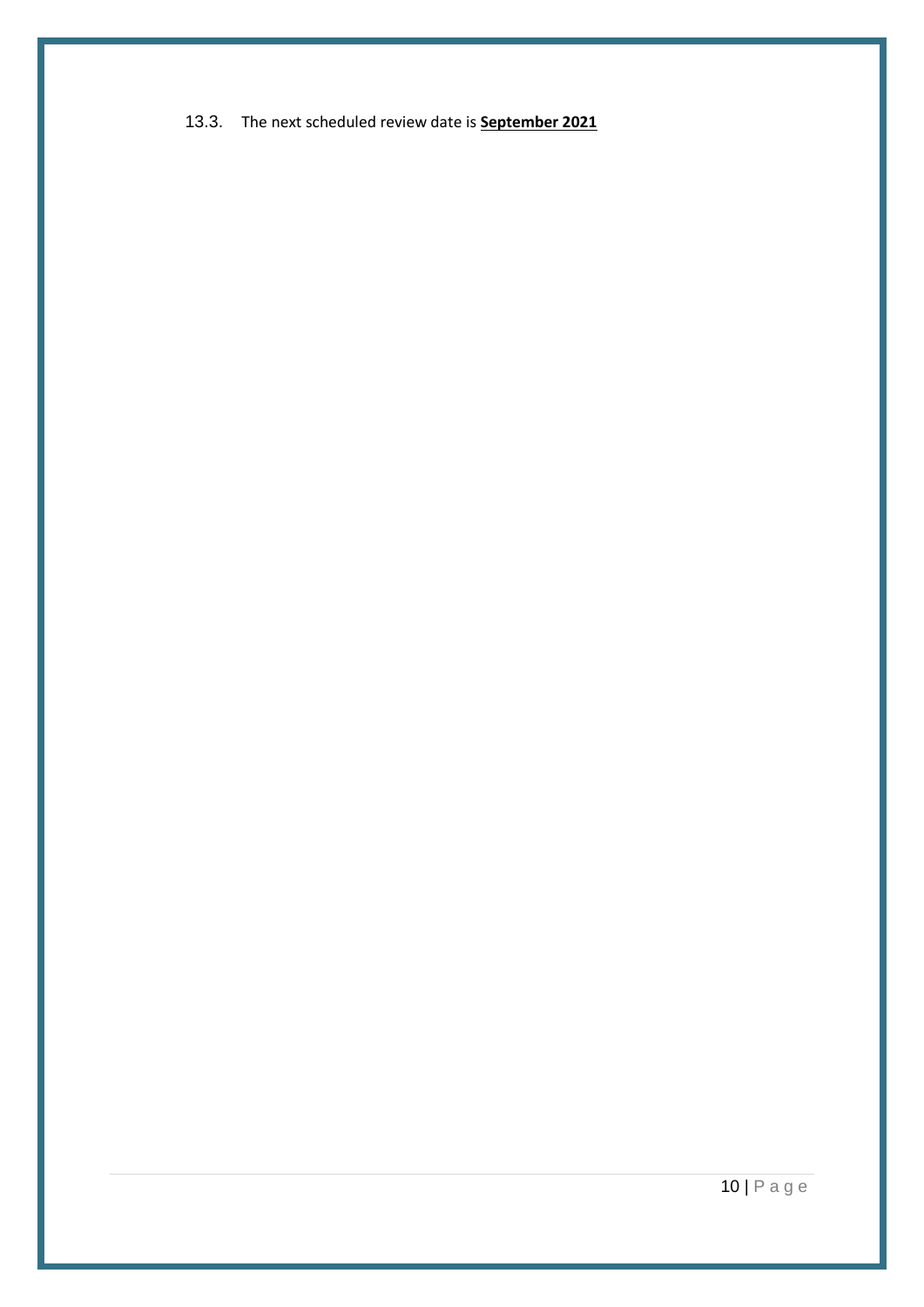13.3. The next scheduled review date is **September 2021**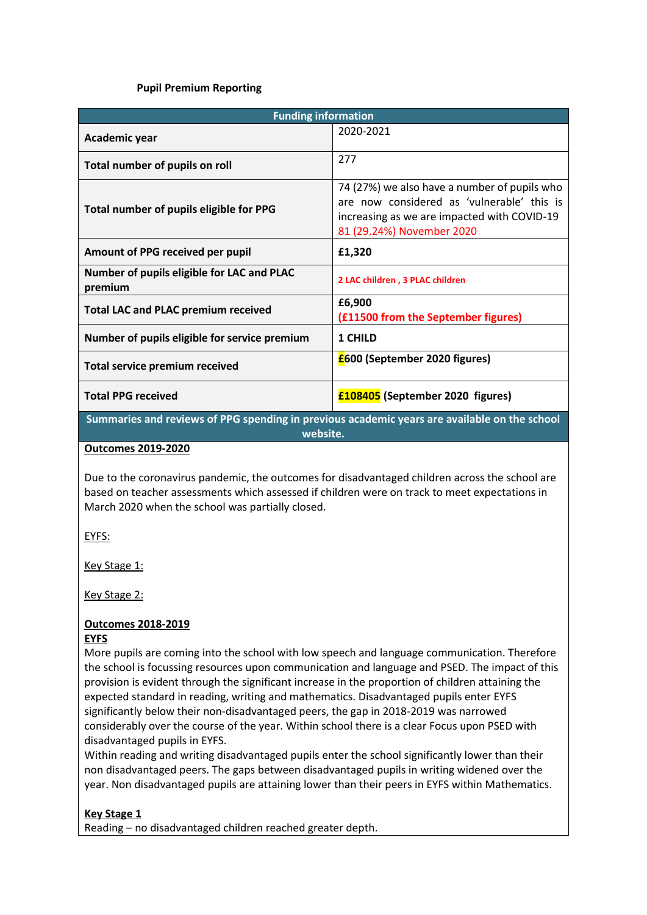**Pupil Premium Reporting**

| Funding information | |
|---|---|
| **Academic year** | 2020-2021 |
| **Total number of pupils on roll** | 277 |
| **Total number of pupils eligible for PPG** | 74 (27%) we also have a number of pupils who are now considered as 'vulnerable' this is increasing as we are impacted with COVID-19 81 (29.24%) November 2020 |
| **Amount of PPG received per pupil** | **£1,320** |
| **Number of pupils eligible for LAC and PLAC premium** | **2 LAC children , 3 PLAC children** |
| **Total LAC and PLAC premium received** | **£6,900** **(£11500 from the September figures)** |
| **Number of pupils eligible for service premium** | **1 CHILD** |
| **Total service premium received** | **£600 (September 2020 figures)** |
| **Total PPG received** | **£108405 (September 2020 figures)** |

**Summaries and reviews of PPG spending in previous academic years are available on the school website.**

**Outcomes 2019-2020**

Due to the coronavirus pandemic, the outcomes for disadvantaged children across the school are based on teacher assessments which assessed if children were on track to meet expectations in March 2020 when the school was partially closed.

EYFS:

Key Stage 1:

Key Stage 2:

**Outcomes 2018-2019**

**EYFS**

More pupils are coming into the school with low speech and language communication. Therefore the school is focussing resources upon communication and language and PSED. The impact of this provision is evident through the significant increase in the proportion of children attaining the expected standard in reading, writing and mathematics. Disadvantaged pupils enter EYFS significantly below their non-disadvantaged peers, the gap in 2018-2019 was narrowed considerably over the course of the year. Within school there is a clear Focus upon PSED with disadvantaged pupils in EYFS.

Within reading and writing disadvantaged pupils enter the school significantly lower than their non disadvantaged peers. The gaps between disadvantaged pupils in writing widened over the year. Non disadvantaged pupils are attaining lower than their peers in EYFS within Mathematics.

**Key Stage 1**

Reading – no disadvantaged children reached greater depth.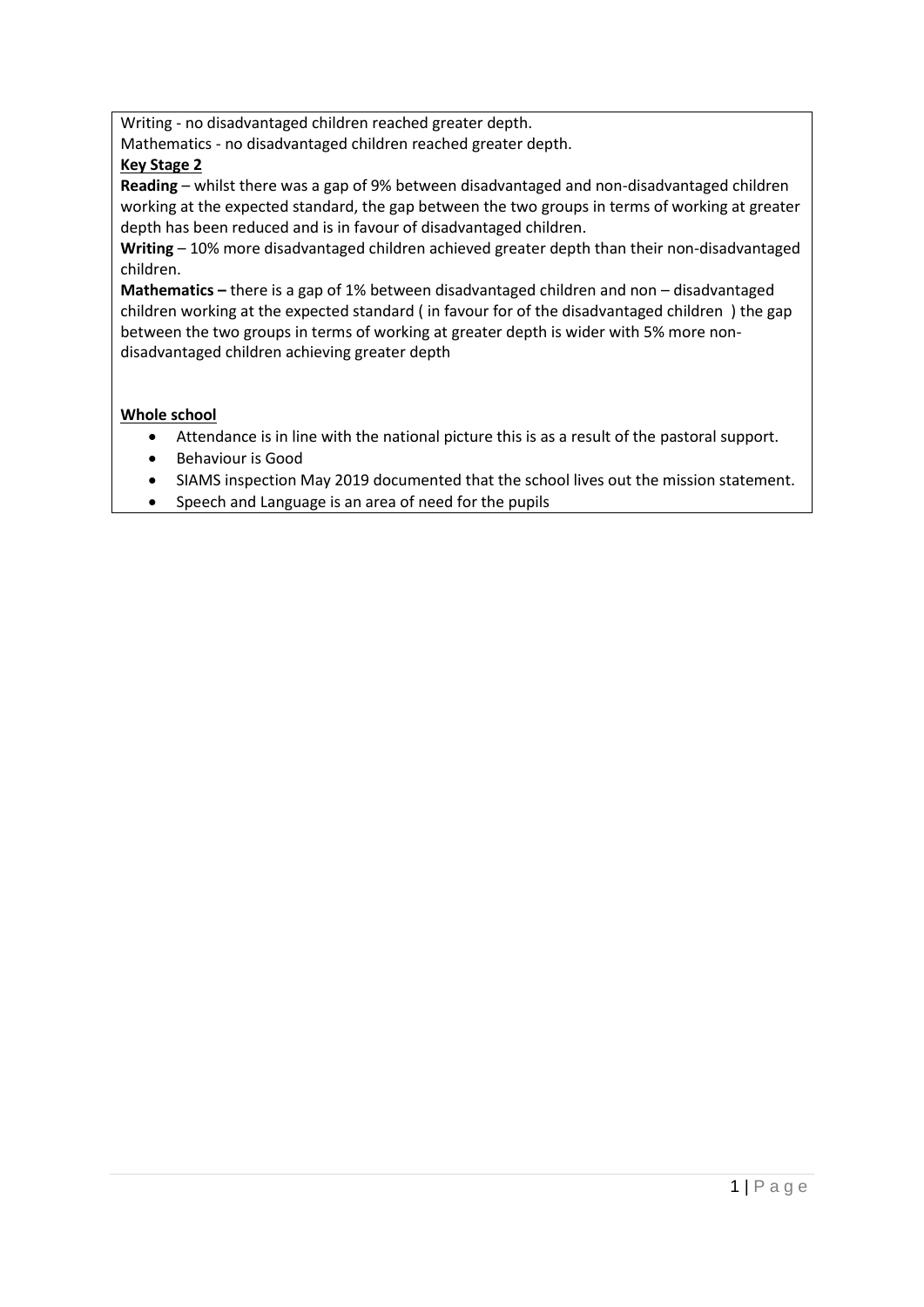Writing - no disadvantaged children reached greater depth.

Mathematics - no disadvantaged children reached greater depth.

**Key Stage 2**

**Reading** – whilst there was a gap of 9% between disadvantaged and non-disadvantaged children working at the expected standard, the gap between the two groups in terms of working at greater depth has been reduced and is in favour of disadvantaged children.

**Writing** – 10% more disadvantaged children achieved greater depth than their non-disadvantaged children.

**Mathematics –** there is a gap of 1% between disadvantaged children and non – disadvantaged children working at the expected standard ( in favour for of the disadvantaged children ) the gap between the two groups in terms of working at greater depth is wider with 5% more non-disadvantaged children achieving greater depth

**Whole school**

- Attendance is in line with the national picture this is as a result of the pastoral support.
- Behaviour is Good
- SIAMS inspection May 2019 documented that the school lives out the mission statement.
- Speech and Language is an area of need for the pupils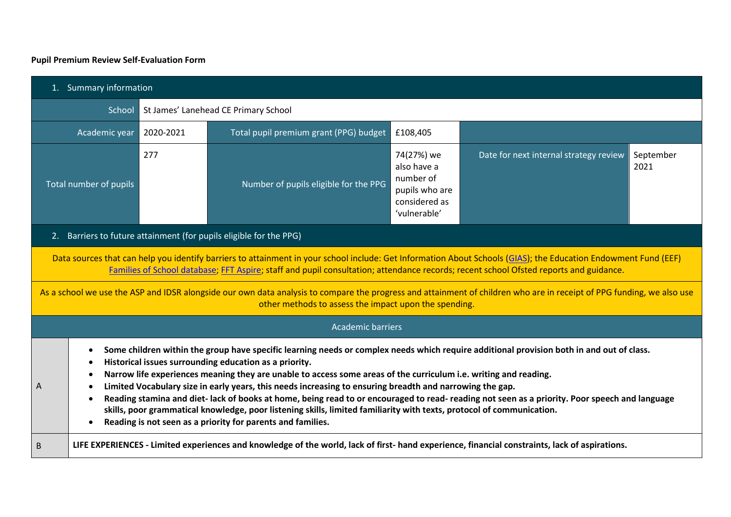**Pupil Premium Review Self-Evaluation Form**

| 1. Summary information | | | | | |
|---|---|---|---|---|---|
| School | St James' Lanehead CE Primary School | | | | |
| Academic year | 2020-2021 | Total pupil premium grant (PPG) budget | £108,405 | | |
| Total number of pupils | 277 | Number of pupils eligible for the PPG | 74(27%) we also have a number of pupils who are considered as 'vulnerable' | Date for next internal strategy review | September 2021 |

| 2. Barriers to future attainment (for pupils eligible for the PPG) | |
|---|---|
| Data sources that can help you identify barriers to attainment in your school include: Get Information About Schools (GIAS); the Education Endowment Fund (EEF) Families of School database; FFT Aspire; staff and pupil consultation; attendance records; recent school Ofsted reports and guidance. | |
| As a school we use the ASP and IDSR alongside our own data analysis to compare the progress and attainment of children who are in receipt of PPG funding, we also use other methods to assess the impact upon the spending. | |
| Academic barriers | |
| A | <ul><li>**Some children within the group have specific learning needs or complex needs which require additional provision both in and out of class.**</li><li>**Historical issues surrounding education as a priority.**</li><li>**Narrow life experiences meaning they are unable to access some areas of the curriculum i.e. writing and reading.**</li><li>**Limited Vocabulary size in early years, this needs increasing to ensuring breadth and narrowing the gap.**</li><li>**Reading stamina and diet- lack of books at home, being read to or encouraged to read- reading not seen as a priority. Poor speech and language skills, poor grammatical knowledge, poor listening skills, limited familiarity with texts, protocol of communication.**</li><li>**Reading is not seen as a priority for parents and families.**</li></ul> |
| B | **LIFE EXPERIENCES - Limited experiences and knowledge of the world, lack of first- hand experience, financial constraints, lack of aspirations.** |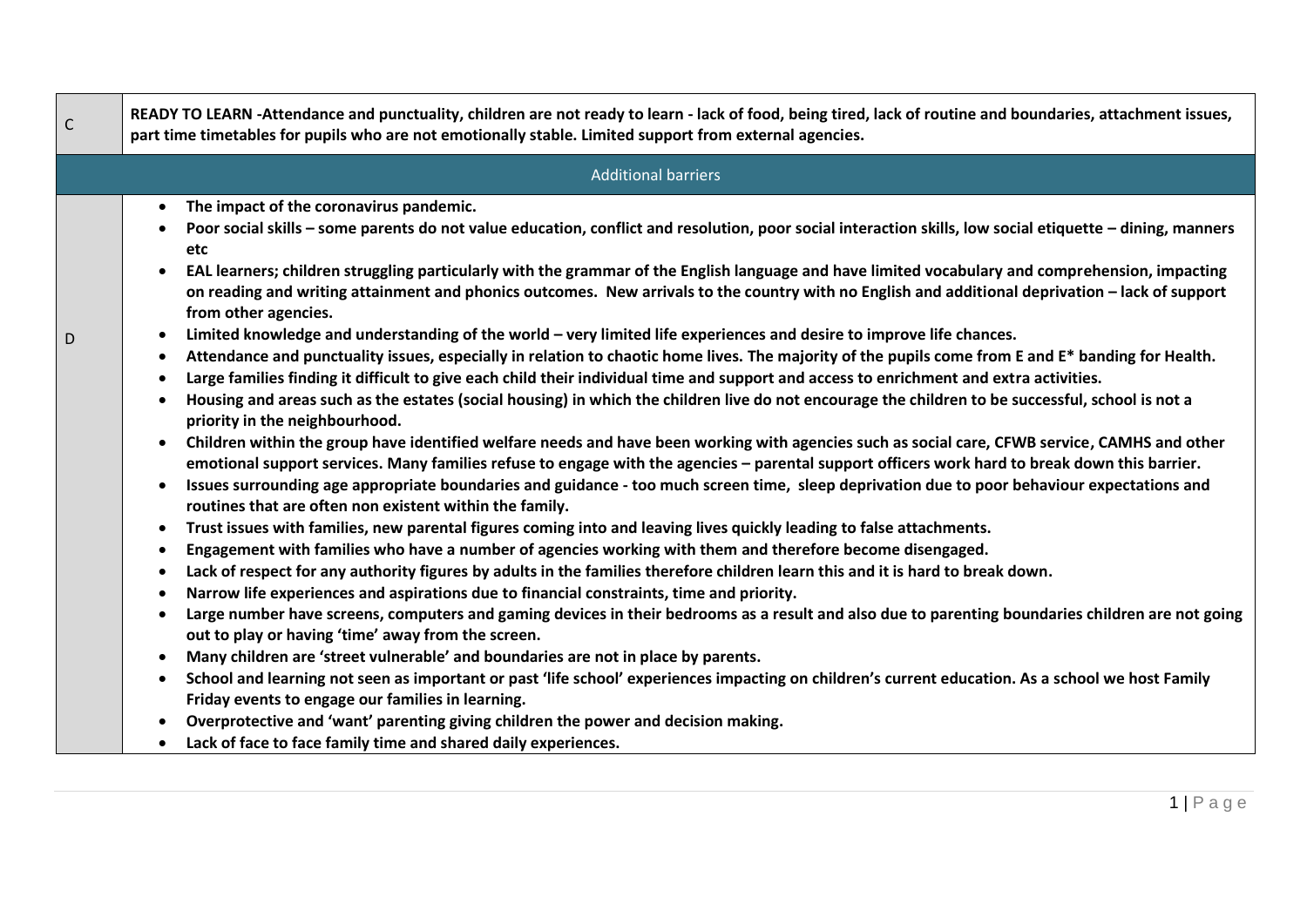| | |
|---|---|
| C | **READY TO LEARN -Attendance and punctuality, children are not ready to learn - lack of food, being tired, lack of routine and boundaries, attachment issues, part time timetables for pupils who are not emotionally stable. Limited support from external agencies.** |
| Additional barriers | |
| D | • **The impact of the coronavirus pandemic.**<br>• **Poor social skills – some parents do not value education, conflict and resolution, poor social interaction skills, low social etiquette – dining, manners etc**<br>• **EAL learners; children struggling particularly with the grammar of the English language and have limited vocabulary and comprehension, impacting on reading and writing attainment and phonics outcomes. New arrivals to the country with no English and additional deprivation – lack of support from other agencies.**<br>• **Limited knowledge and understanding of the world – very limited life experiences and desire to improve life chances.**<br>• **Attendance and punctuality issues, especially in relation to chaotic home lives. The majority of the pupils come from E and E* banding for Health.**<br>• **Large families finding it difficult to give each child their individual time and support and access to enrichment and extra activities.**<br>• **Housing and areas such as the estates (social housing) in which the children live do not encourage the children to be successful, school is not a priority in the neighbourhood.**<br>• **Children within the group have identified welfare needs and have been working with agencies such as social care, CFWB service, CAMHS and other emotional support services. Many families refuse to engage with the agencies – parental support officers work hard to break down this barrier.**<br>• **Issues surrounding age appropriate boundaries and guidance - too much screen time, sleep deprivation due to poor behaviour expectations and routines that are often non existent within the family.**<br>• **Trust issues with families, new parental figures coming into and leaving lives quickly leading to false attachments.**<br>• **Engagement with families who have a number of agencies working with them and therefore become disengaged.**<br>• **Lack of respect for any authority figures by adults in the families therefore children learn this and it is hard to break down.**<br>• **Narrow life experiences and aspirations due to financial constraints, time and priority.**<br>• **Large number have screens, computers and gaming devices in their bedrooms as a result and also due to parenting boundaries children are not going out to play or having 'time' away from the screen.**<br>• **Many children are 'street vulnerable' and boundaries are not in place by parents.**<br>• **School and learning not seen as important or past 'life school' experiences impacting on children's current education. As a school we host Family Friday events to engage our families in learning.**<br>• **Overprotective and 'want' parenting giving children the power and decision making.**<br>• **Lack of face to face family time and shared daily experiences.** |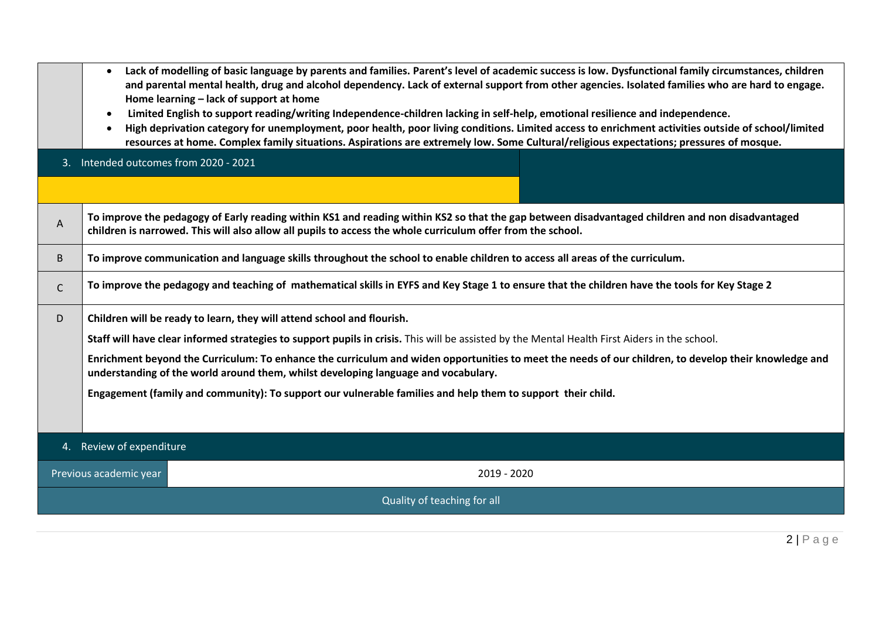| | |
|---|---|
| | • **Lack of modelling of basic language by parents and families. Parent's level of academic success is low. Dysfunctional family circumstances, children and parental mental health, drug and alcohol dependency. Lack of external support from other agencies. Isolated families who are hard to engage. Home learning – lack of support at home**<br>• **Limited English to support reading/writing Independence-children lacking in self-help, emotional resilience and independence.**<br>• **High deprivation category for unemployment, poor health, poor living conditions. Limited access to enrichment activities outside of school/limited resources at home. Complex family situations. Aspirations are extremely low. Some Cultural/religious expectations; pressures of mosque.** |

## 3. Intended outcomes from 2020 - 2021

| | |
|---|---|
| A | **To improve the pedagogy of Early reading within KS1 and reading within KS2 so that the gap between disadvantaged children and non disadvantaged children is narrowed. This will also allow all pupils to access the whole curriculum offer from the school.** |
| B | **To improve communication and language skills throughout the school to enable children to access all areas of the curriculum.** |
| C | **To improve the pedagogy and teaching of mathematical skills in EYFS and Key Stage 1 to ensure that the children have the tools for Key Stage 2** |
| D | **Children will be ready to learn, they will attend school and flourish.**<br><br>**Staff will have clear informed strategies to support pupils in crisis.** This will be assisted by the Mental Health First Aiders in the school.<br><br>**Enrichment beyond the Curriculum: To enhance the curriculum and widen opportunities to meet the needs of our children, to develop their knowledge and understanding of the world around them, whilst developing language and vocabulary.**<br><br>**Engagement (family and community): To support our vulnerable families and help them to support their child.** |

## 4. Review of expenditure

| Previous academic year | 2019 - 2020 |
|---|---|

Quality of teaching for all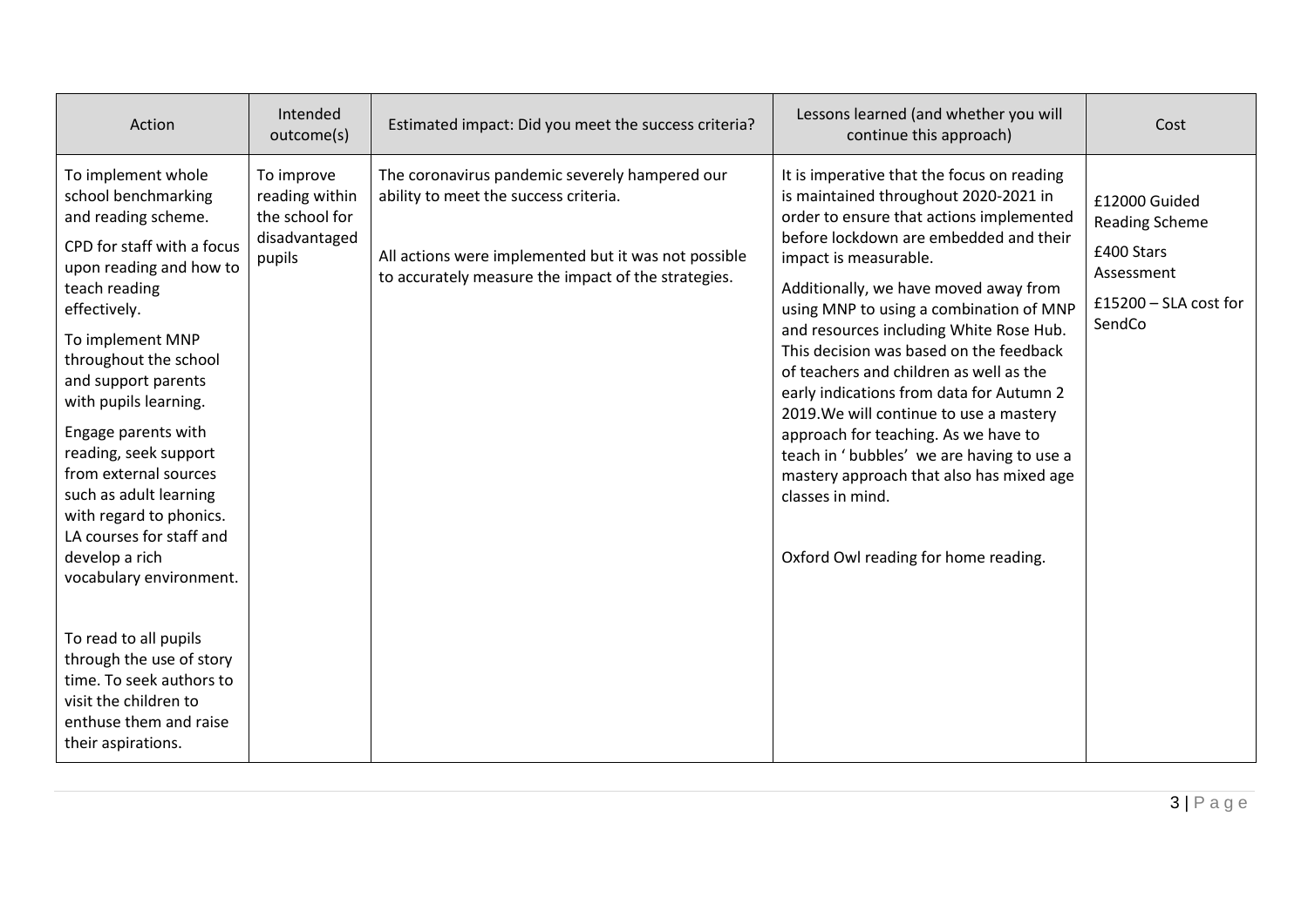| Action | Intended outcome(s) | Estimated impact: Did you meet the success criteria? | Lessons learned (and whether you will continue this approach) | Cost |
|---|---|---|---|---|
| To implement whole school benchmarking and reading scheme.<br><br>CPD for staff with a focus upon reading and how to teach reading effectively.<br><br>To implement MNP throughout the school and support parents with pupils learning.<br><br>Engage parents with reading, seek support from external sources such as adult learning with regard to phonics. LA courses for staff and develop a rich vocabulary environment.<br><br>To read to all pupils through the use of story time. To seek authors to visit the children to enthuse them and raise their aspirations. | To improve reading within the school for disadvantaged pupils | The coronavirus pandemic severely hampered our ability to meet the success criteria.<br><br>All actions were implemented but it was not possible to accurately measure the impact of the strategies. | It is imperative that the focus on reading is maintained throughout 2020-2021 in order to ensure that actions implemented before lockdown are embedded and their impact is measurable.<br><br>Additionally, we have moved away from using MNP to using a combination of MNP and resources including White Rose Hub. This decision was based on the feedback of teachers and children as well as the early indications from data for Autumn 2 2019.We will continue to use a mastery approach for teaching. As we have to teach in ' bubbles' we are having to use a mastery approach that also has mixed age classes in mind.<br><br>Oxford Owl reading for home reading. | £12000 Guided Reading Scheme<br><br>£400 Stars Assessment<br><br>£15200 – SLA cost for SendCo |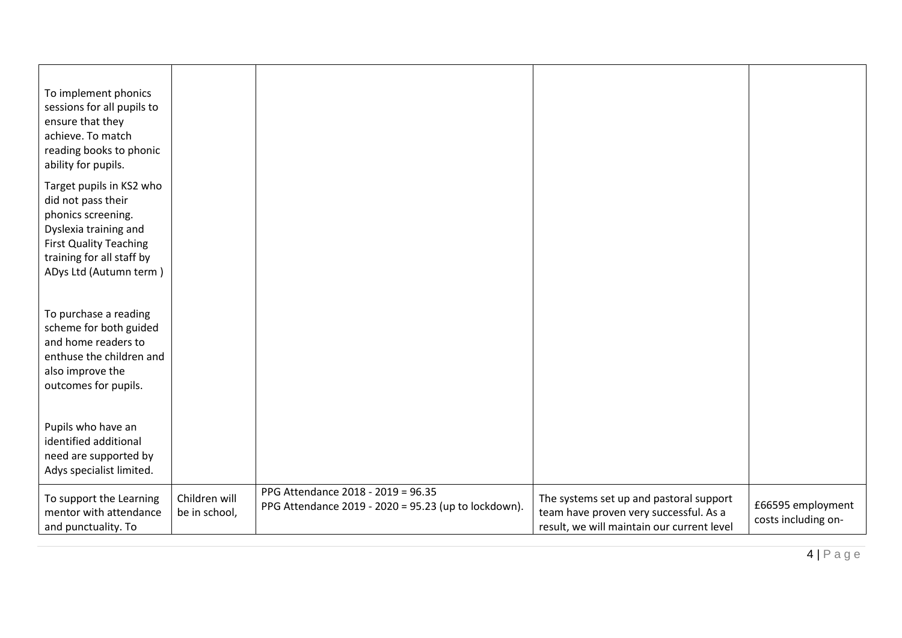| | | | | |
|---|---|---|---|---|
| To implement phonics sessions for all pupils to ensure that they achieve. To match reading books to phonic ability for pupils.<br><br>Target pupils in KS2 who did not pass their phonics screening. Dyslexia training and First Quality Teaching training for all staff by ADys Ltd (Autumn term )<br><br>To purchase a reading scheme for both guided and home readers to enthuse the children and also improve the outcomes for pupils.<br><br>Pupils who have an identified additional need are supported by Adys specialist limited. | | | | |
| To support the Learning mentor with attendance and punctuality. To | Children will be in school, | PPG Attendance 2018 - 2019 = 96.35<br>PPG Attendance 2019 - 2020 = 95.23 (up to lockdown). | The systems set up and pastoral support team have proven very successful. As a result, we will maintain our current level | £66595 employment costs including on- |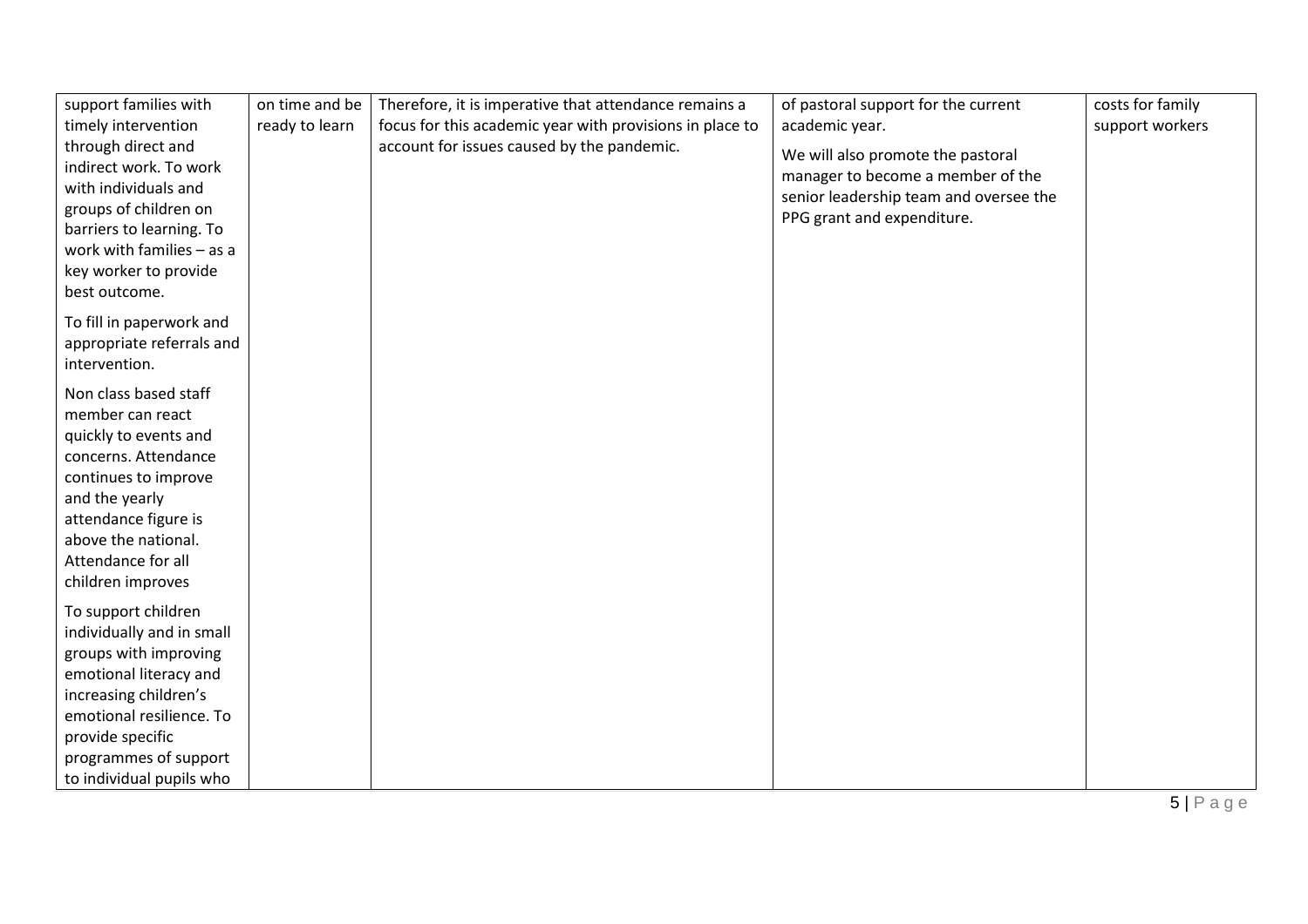| | | | | |
|---|---|---|---|---|
| support families with timely intervention through direct and indirect work. To work with individuals and groups of children on barriers to learning. To work with families – as a key worker to provide best outcome.<br><br>To fill in paperwork and appropriate referrals and intervention.<br><br>Non class based staff member can react quickly to events and concerns. Attendance continues to improve and the yearly attendance figure is above the national. Attendance for all children improves<br><br>To support children individually and in small groups with improving emotional literacy and increasing children's emotional resilience. To provide specific programmes of support to individual pupils who | on time and be ready to learn | Therefore, it is imperative that attendance remains a focus for this academic year with provisions in place to account for issues caused by the pandemic. | of pastoral support for the current academic year.<br><br>We will also promote the pastoral manager to become a member of the senior leadership team and oversee the PPG grant and expenditure. | costs for family support workers |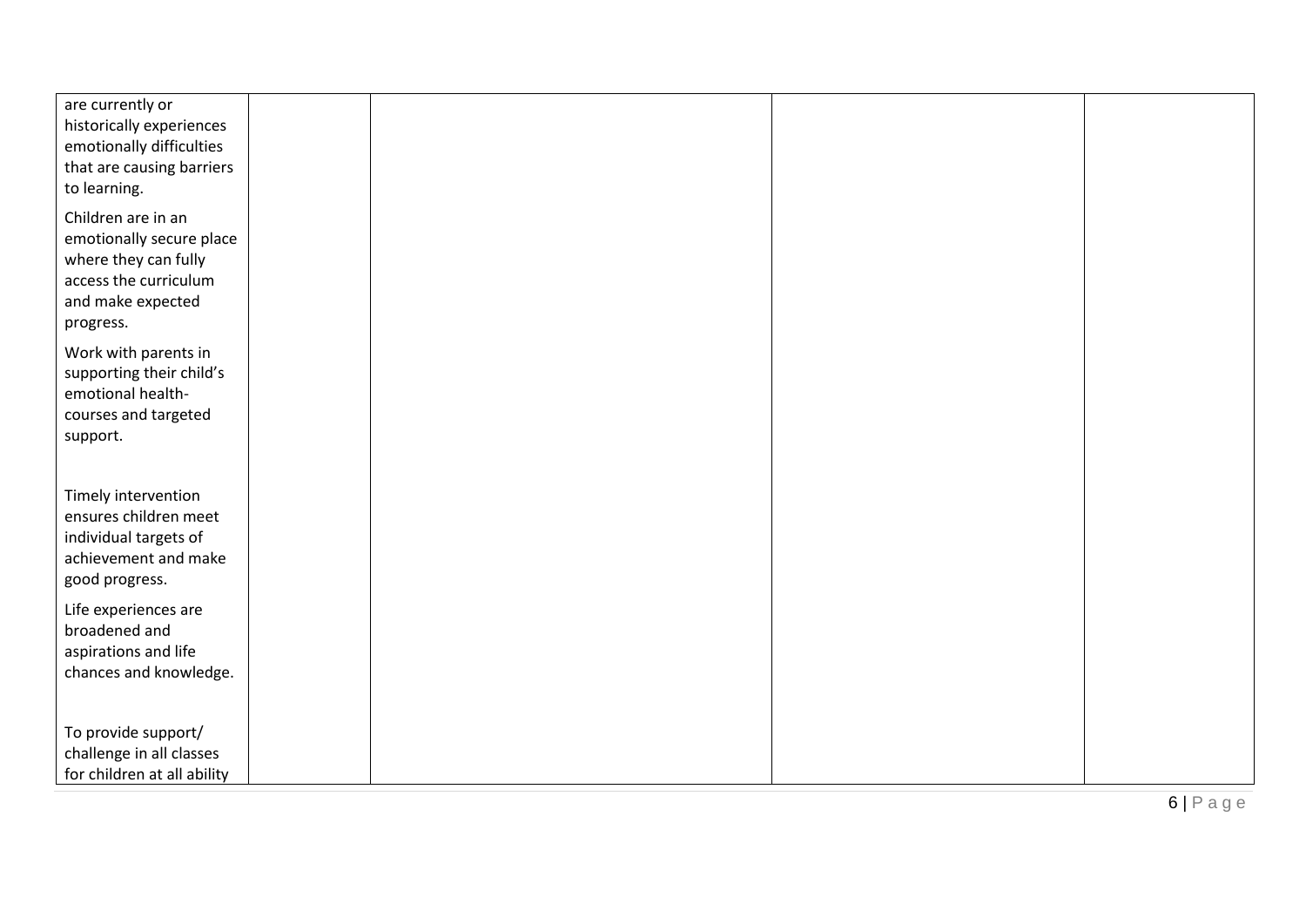| | | | | |
|---|---|---|---|---|
| are currently or historically experiences emotionally difficulties that are causing barriers to learning.<br><br>Children are in an emotionally secure place where they can fully access the curriculum and make expected progress.<br><br>Work with parents in supporting their child's emotional health- courses and targeted support.<br><br><br>Timely intervention ensures children meet individual targets of achievement and make good progress.<br><br>Life experiences are broadened and aspirations and life chances and knowledge.<br><br><br>To provide support/ challenge in all classes for children at all ability | | | | |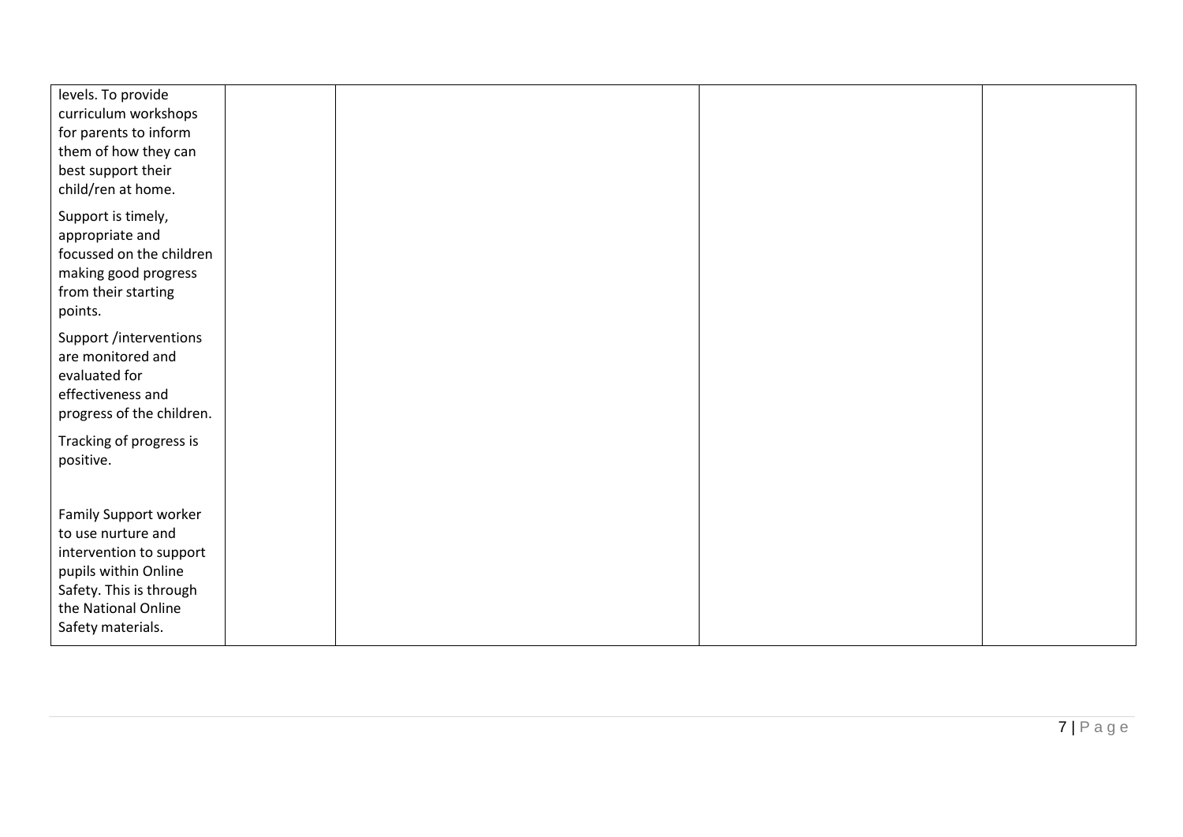| | | | | |
|---|---|---|---|---|
| levels. To provide curriculum workshops for parents to inform them of how they can best support their child/ren at home.<br><br>Support is timely, appropriate and focussed on the children making good progress from their starting points.<br><br>Support /interventions are monitored and evaluated for effectiveness and progress of the children.<br><br>Tracking of progress is positive.<br><br>Family Support worker to use nurture and intervention to support pupils within Online Safety. This is through the National Online Safety materials. | | | | |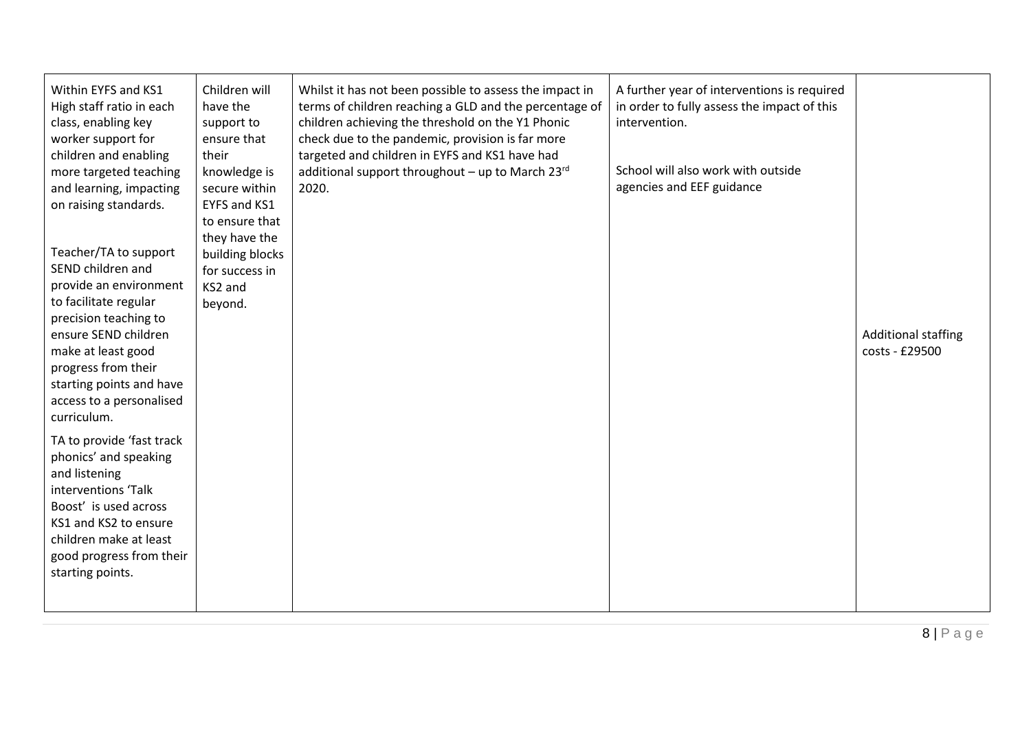| | | | | |
|---|---|---|---|---|
| Within EYFS and KS1 High staff ratio in each class, enabling key worker support for children and enabling more targeted teaching and learning, impacting on raising standards.<br><br>Teacher/TA to support SEND children and provide an environment to facilitate regular precision teaching to ensure SEND children make at least good progress from their starting points and have access to a personalised curriculum.<br><br>TA to provide 'fast track phonics' and speaking and listening interventions 'Talk Boost' is used across KS1 and KS2 to ensure children make at least good progress from their starting points. | Children will have the support to ensure that their knowledge is secure within EYFS and KS1 to ensure that they have the building blocks for success in KS2 and beyond. | Whilst it has not been possible to assess the impact in terms of children reaching a GLD and the percentage of children achieving the threshold on the Y1 Phonic check due to the pandemic, provision is far more targeted and children in EYFS and KS1 have had additional support throughout – up to March 23rd 2020. | A further year of interventions is required in order to fully assess the impact of this intervention.<br><br>School will also work with outside agencies and EEF guidance | Additional staffing costs - £29500 |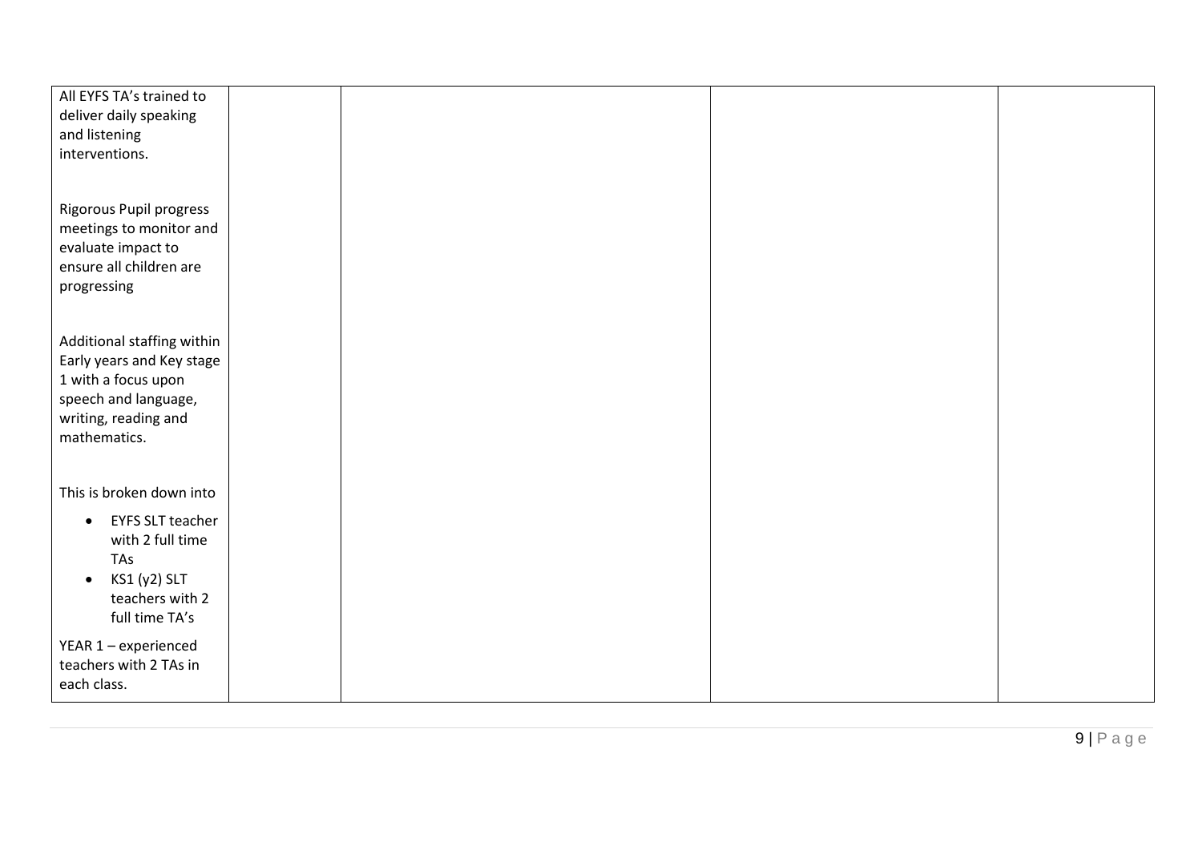| | | | | |
|---|---|---|---|---|
| All EYFS TA's trained to deliver daily speaking and listening interventions.<br><br>Rigorous Pupil progress meetings to monitor and evaluate impact to ensure all children are progressing<br><br>Additional staffing within Early years and Key stage 1 with a focus upon speech and language, writing, reading and mathematics.<br><br>This is broken down into<br>• EYFS SLT teacher with 2 full time TAs<br>• KS1 (y2) SLT teachers with 2 full time TA's<br><br>YEAR 1 – experienced teachers with 2 TAs in each class. | | | | |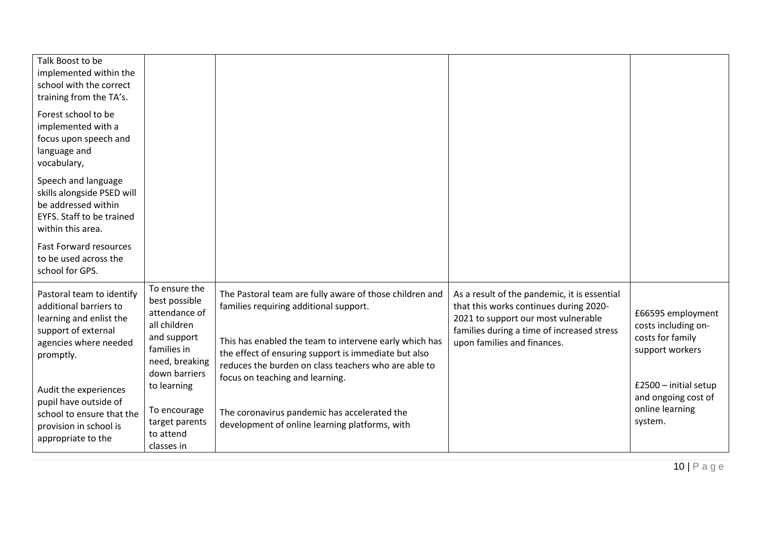| | | | | |
|---|---|---|---|---|
| Talk Boost to be implemented within the school with the correct training from the TA's.<br><br>Forest school to be implemented with a focus upon speech and language and vocabulary,<br><br>Speech and language skills alongside PSED will be addressed within EYFS. Staff to be trained within this area.<br><br>Fast Forward resources to be used across the school for GPS. | | | | |
| Pastoral team to identify additional barriers to learning and enlist the support of external agencies where needed promptly.<br><br>Audit the experiences pupil have outside of school to ensure that the provision in school is appropriate to the | To ensure the best possible attendance of all children and support families in need, breaking down barriers to learning<br><br>To encourage target parents to attend classes in | The Pastoral team are fully aware of those children and families requiring additional support.<br><br>This has enabled the team to intervene early which has the effect of ensuring support is immediate but also reduces the burden on class teachers who are able to focus on teaching and learning.<br><br>The coronavirus pandemic has accelerated the development of online learning platforms, with | As a result of the pandemic, it is essential that this works continues during 2020-2021 to support our most vulnerable families during a time of increased stress upon families and finances. | £66595 employment costs including on-costs for family support workers<br><br>£2500 – initial setup and ongoing cost of online learning system. |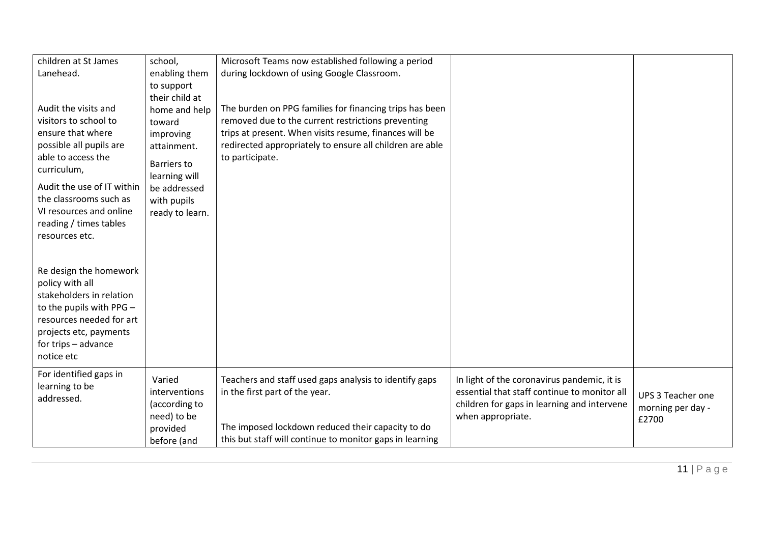| | | | | |
|---|---|---|---|---|
| children at St James Lanehead.<br><br>Audit the visits and visitors to school to ensure that where possible all pupils are able to access the curriculum,<br><br>Audit the use of IT within the classrooms such as VI resources and online reading / times tables resources etc.<br><br>Re design the homework policy with all stakeholders in relation to the pupils with PPG – resources needed for art projects etc, payments for trips – advance notice etc | school, enabling them to support their child at home and help toward improving attainment.<br><br>Barriers to learning will be addressed with pupils ready to learn. | Microsoft Teams now established following a period during lockdown of using Google Classroom.<br><br>The burden on PPG families for financing trips has been removed due to the current restrictions preventing trips at present. When visits resume, finances will be redirected appropriately to ensure all children are able to participate. | | |
| For identified gaps in learning to be addressed. | Varied interventions (according to need) to be provided before (and | Teachers and staff used gaps analysis to identify gaps in the first part of the year.<br><br>The imposed lockdown reduced their capacity to do this but staff will continue to monitor gaps in learning | In light of the coronavirus pandemic, it is essential that staff continue to monitor all children for gaps in learning and intervene when appropriate. | UPS 3 Teacher one morning per day - £2700 |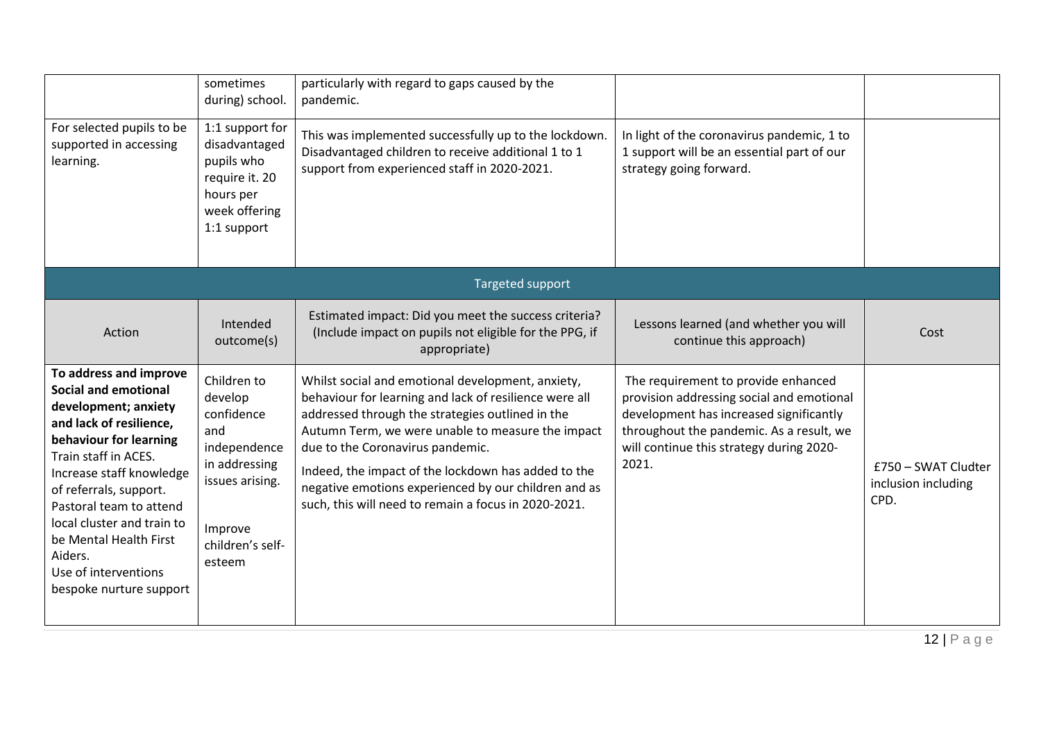| | | | | |
|---|---|---|---|---|
| | sometimes during) school. | particularly with regard to gaps caused by the pandemic. | | |
| For selected pupils to be supported in accessing learning. | 1:1 support for disadvantaged pupils who require it. 20 hours per week offering 1:1 support | This was implemented successfully up to the lockdown. Disadvantaged children to receive additional 1 to 1 support from experienced staff in 2020-2021. | In light of the coronavirus pandemic, 1 to 1 support will be an essential part of our strategy going forward. | |

| Targeted support | | | | |
|---|---|---|---|---|
| Action | Intended outcome(s) | Estimated impact: Did you meet the success criteria? (Include impact on pupils not eligible for the PPG, if appropriate) | Lessons learned (and whether you will continue this approach) | Cost |
| **To address and improve Social and emotional development; anxiety and lack of resilience, behaviour for learning**<br>Train staff in ACES.<br>Increase staff knowledge of referrals, support.<br>Pastoral team to attend local cluster and train to be Mental Health First Aiders.<br>Use of interventions bespoke nurture support | Children to develop confidence and independence in addressing issues arising.<br><br>Improve children's self-esteem | Whilst social and emotional development, anxiety, behaviour for learning and lack of resilience were all addressed through the strategies outlined in the Autumn Term, we were unable to measure the impact due to the Coronavirus pandemic.<br><br>Indeed, the impact of the lockdown has added to the negative emotions experienced by our children and as such, this will need to remain a focus in 2020-2021. | The requirement to provide enhanced provision addressing social and emotional development has increased significantly throughout the pandemic. As a result, we will continue this strategy during 2020-2021. | £750 – SWAT Cludter inclusion including CPD. |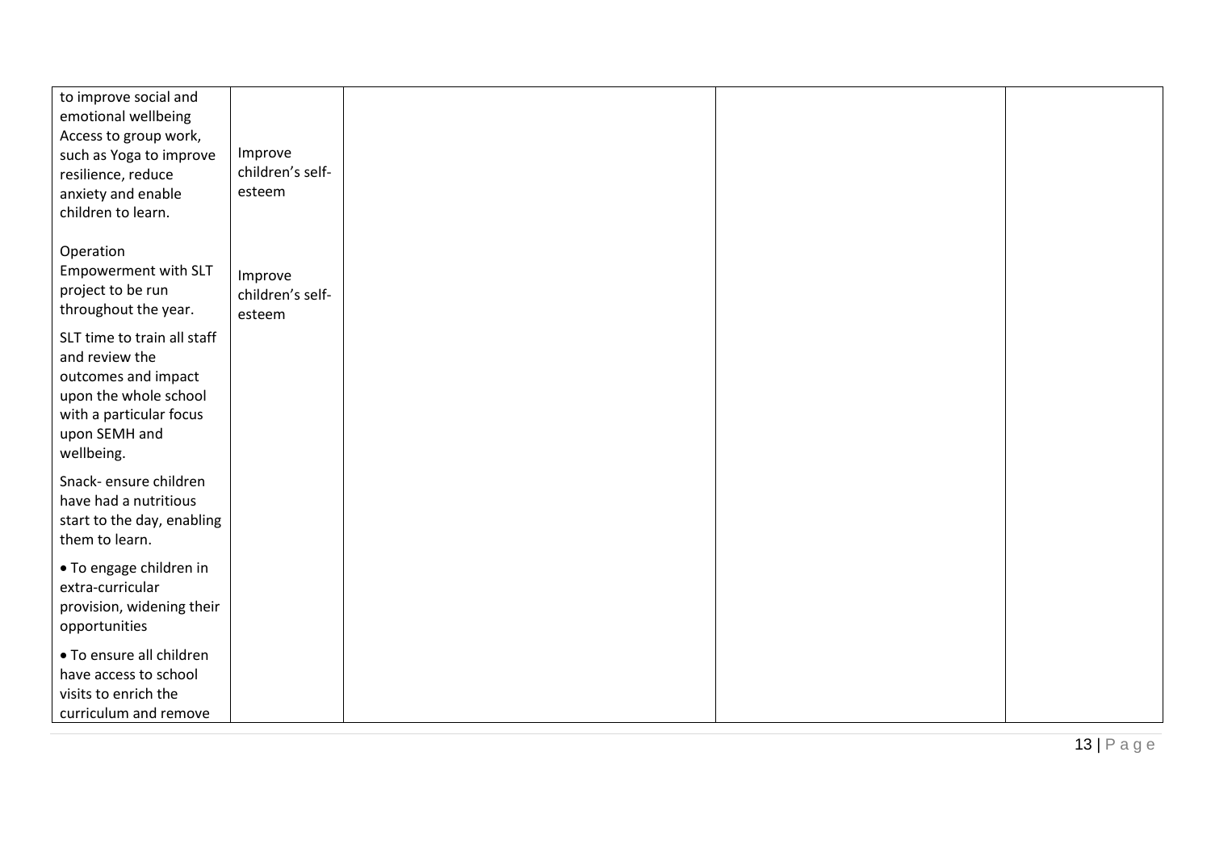| | | | | |
|---|---|---|---|---|
| to improve social and emotional wellbeing<br>Access to group work, such as Yoga to improve resilience, reduce anxiety and enable children to learn. | Improve children's self-esteem | | | |
| Operation Empowerment with SLT project to be run throughout the year. | Improve children's self-esteem | | | |
| SLT time to train all staff and review the outcomes and impact upon the whole school with a particular focus upon SEMH and wellbeing. | | | | |
| Snack- ensure children have had a nutritious start to the day, enabling them to learn. | | | | |
| • To engage children in extra-curricular provision, widening their opportunities | | | | |
| • To ensure all children have access to school visits to enrich the curriculum and remove | | | | |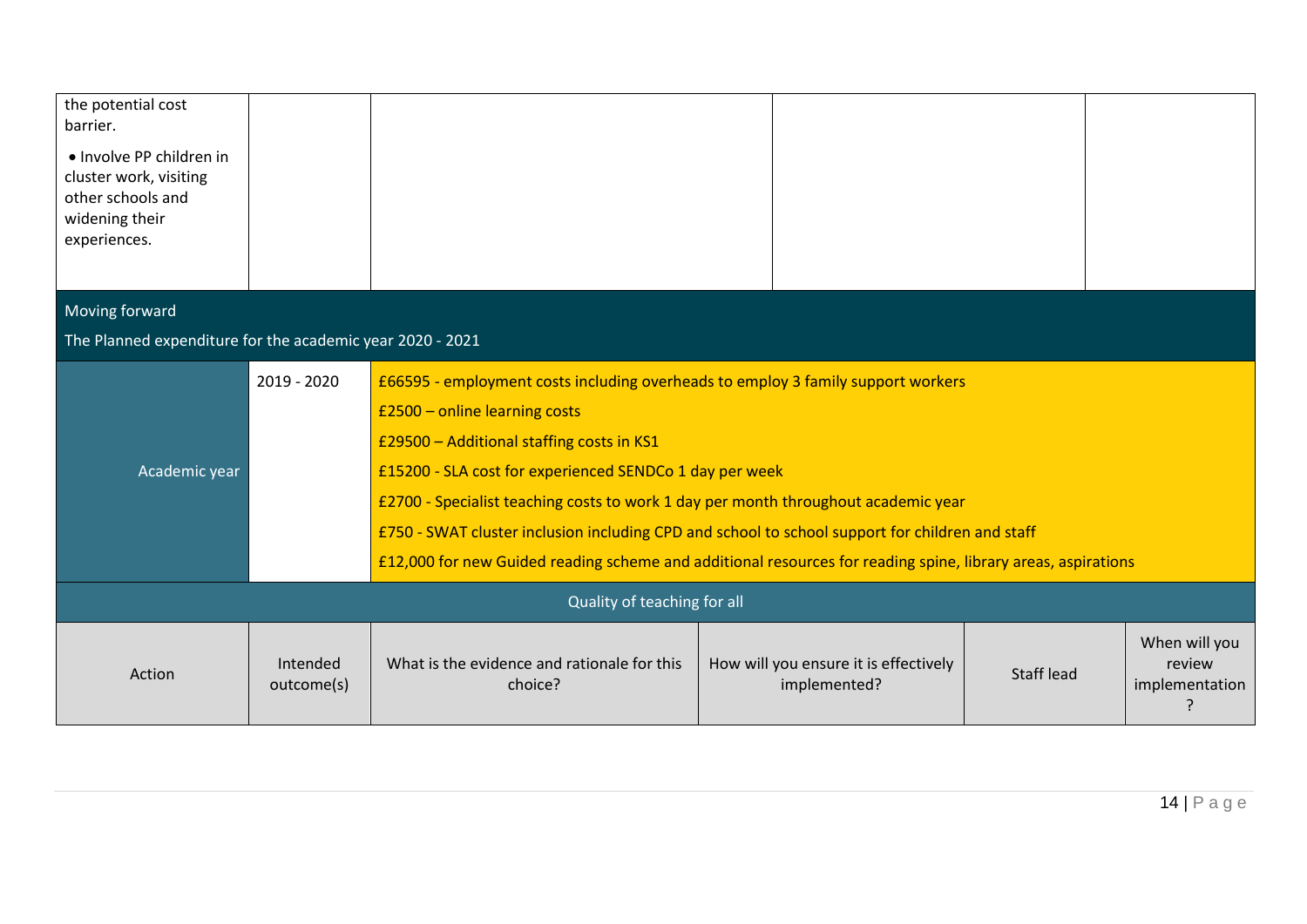| | | | | |
|---|---|---|---|---|
| the potential cost barrier.<br><br>• Involve PP children in cluster work, visiting other schools and widening their experiences. | | | | |

**Moving forward**

**The Planned expenditure for the academic year 2020 - 2021**

| Academic year | 2019 - 2020 | |
|---|---|---|
| | | £66595 - employment costs including overheads to employ 3 family support workers |
| | | £2500 – online learning costs |
| | | £29500 – Additional staffing costs in KS1 |
| | | £15200 - SLA cost for experienced SENDCo 1 day per week |
| | | £2700 - Specialist teaching costs to work 1 day per month throughout academic year |
| | | £750 - SWAT cluster inclusion including CPD and school to school support for children and staff |
| | | £12,000 for new Guided reading scheme and additional resources for reading spine, library areas, aspirations |

**Quality of teaching for all**

| Action | Intended outcome(s) | What is the evidence and rationale for this choice? | How will you ensure it is effectively implemented? | Staff lead | When will you review implementation? |
|---|---|---|---|---|---|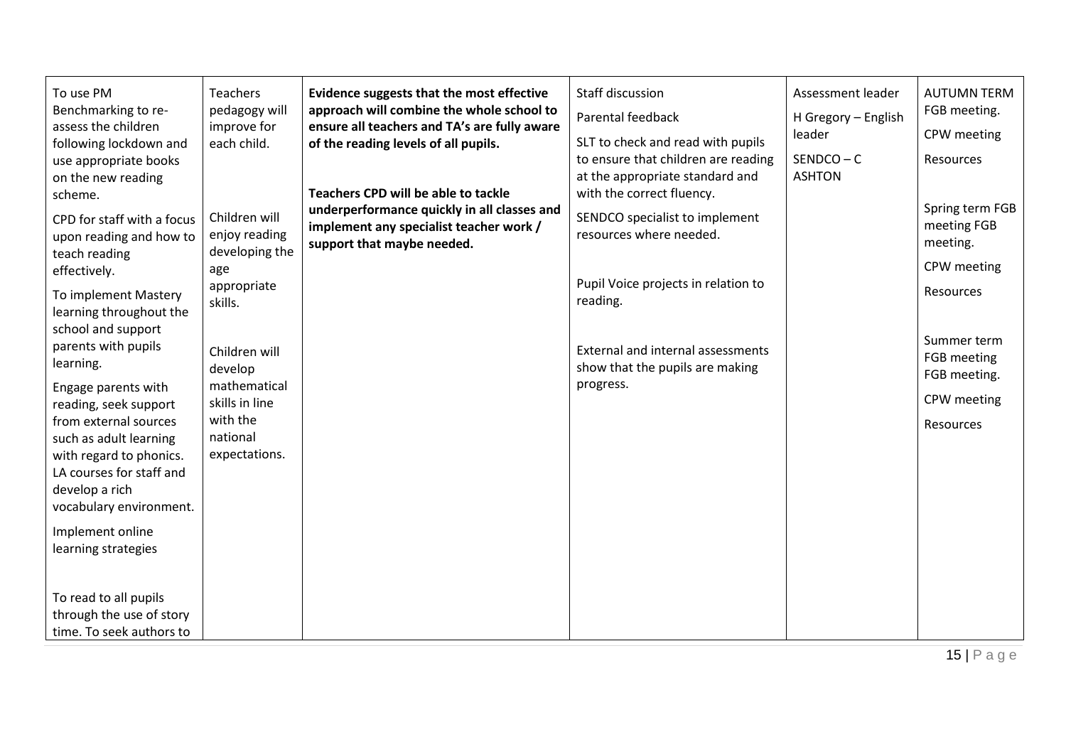| | | | | | |
|---|---|---|---|---|---|
| To use PM Benchmarking to re-assess the children following lockdown and use appropriate books on the new reading scheme.<br><br>CPD for staff with a focus upon reading and how to teach reading effectively.<br><br>To implement Mastery learning throughout the school and support parents with pupils learning.<br><br>Engage parents with reading, seek support from external sources such as adult learning with regard to phonics. LA courses for staff and develop a rich vocabulary environment.<br><br>Implement online learning strategies<br><br>To read to all pupils through the use of story time. To seek authors to | Teachers pedagogy will improve for each child.<br><br>Children will enjoy reading developing the age appropriate skills.<br><br>Children will develop mathematical skills in line with the national expectations. | **Evidence suggests that the most effective approach will combine the whole school to ensure all teachers and TA's are fully aware of the reading levels of all pupils.**<br><br>**Teachers CPD will be able to tackle underperformance quickly in all classes and implement any specialist teacher work / support that maybe needed.** | Staff discussion<br><br>Parental feedback<br><br>SLT to check and read with pupils to ensure that children are reading at the appropriate standard and with the correct fluency.<br><br>SENDCO specialist to implement resources where needed.<br><br>Pupil Voice projects in relation to reading.<br><br>External and internal assessments show that the pupils are making progress. | Assessment leader<br><br>H Gregory – English leader<br><br>SENDCO – C ASHTON | AUTUMN TERM FGB meeting.<br><br>CPW meeting<br><br>Resources<br><br>Spring term FGB meeting FGB meeting.<br><br>CPW meeting<br><br>Resources<br><br>Summer term FGB meeting FGB meeting.<br><br>CPW meeting<br><br>Resources |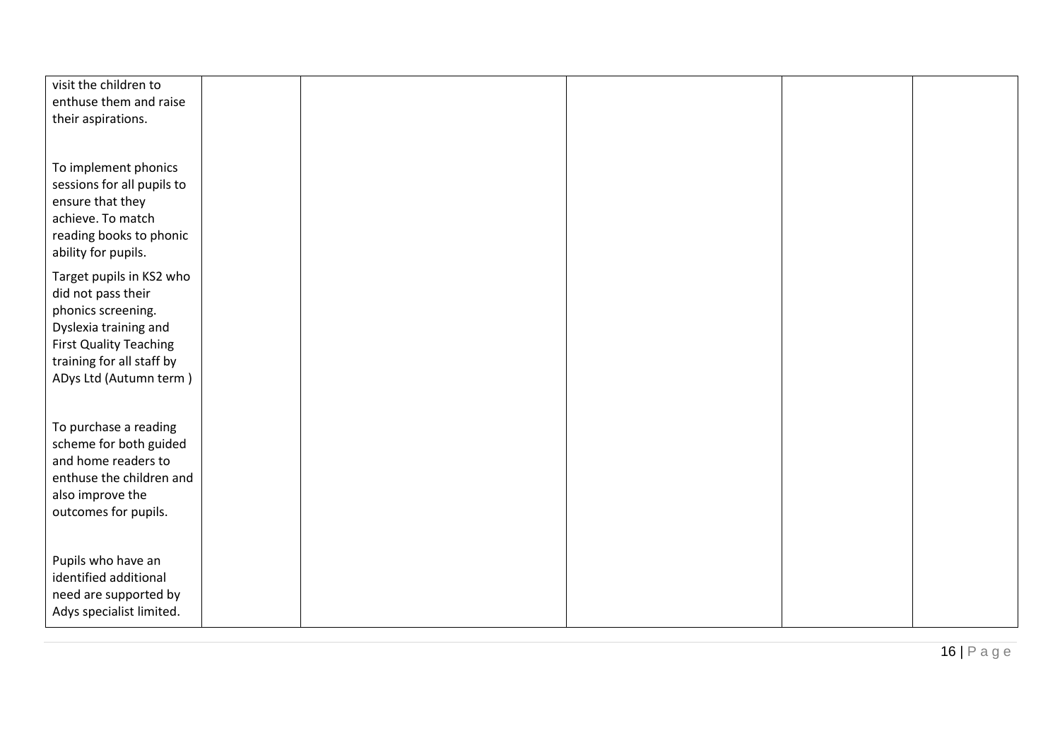| | | | | | |
|---|---|---|---|---|---|
| visit the children to enthuse them and raise their aspirations.<br><br>To implement phonics sessions for all pupils to ensure that they achieve. To match reading books to phonic ability for pupils.<br><br>Target pupils in KS2 who did not pass their phonics screening. Dyslexia training and First Quality Teaching training for all staff by ADys Ltd (Autumn term )<br><br>To purchase a reading scheme for both guided and home readers to enthuse the children and also improve the outcomes for pupils.<br><br>Pupils who have an identified additional need are supported by Adys specialist limited. | | | | | |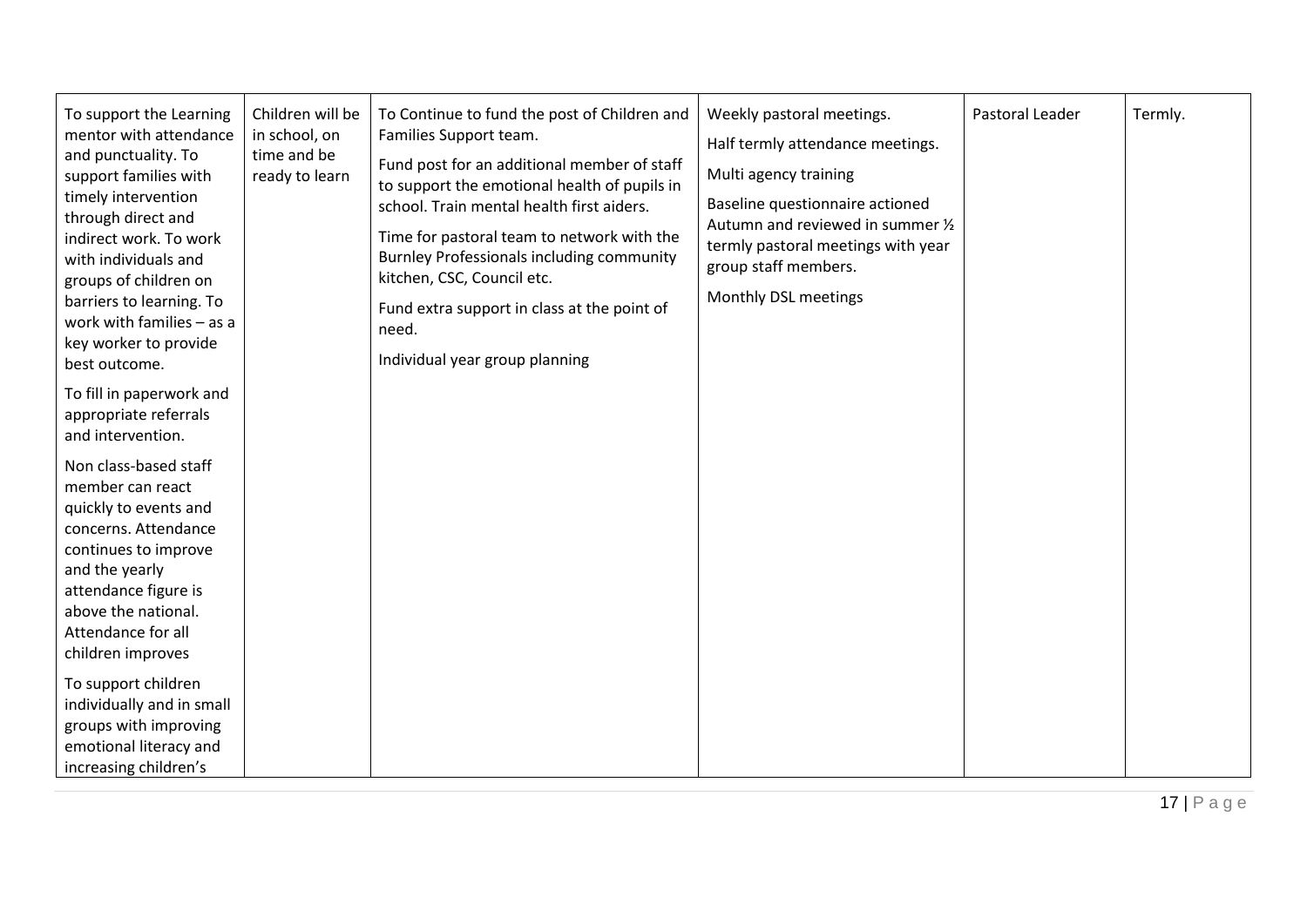| | | | | | |
|---|---|---|---|---|---|
| To support the Learning mentor with attendance and punctuality. To support families with timely intervention through direct and indirect work. To work with individuals and groups of children on barriers to learning. To work with families – as a key worker to provide best outcome.<br><br>To fill in paperwork and appropriate referrals and intervention.<br><br>Non class-based staff member can react quickly to events and concerns. Attendance continues to improve and the yearly attendance figure is above the national. Attendance for all children improves<br><br>To support children individually and in small groups with improving emotional literacy and increasing children's | Children will be in school, on time and be ready to learn | To Continue to fund the post of Children and Families Support team.<br><br>Fund post for an additional member of staff to support the emotional health of pupils in school. Train mental health first aiders.<br><br>Time for pastoral team to network with the Burnley Professionals including community kitchen, CSC, Council etc.<br><br>Fund extra support in class at the point of need.<br><br>Individual year group planning | Weekly pastoral meetings.<br><br>Half termly attendance meetings.<br><br>Multi agency training<br><br>Baseline questionnaire actioned Autumn and reviewed in summer ½ termly pastoral meetings with year group staff members.<br><br>Monthly DSL meetings | Pastoral Leader | Termly. |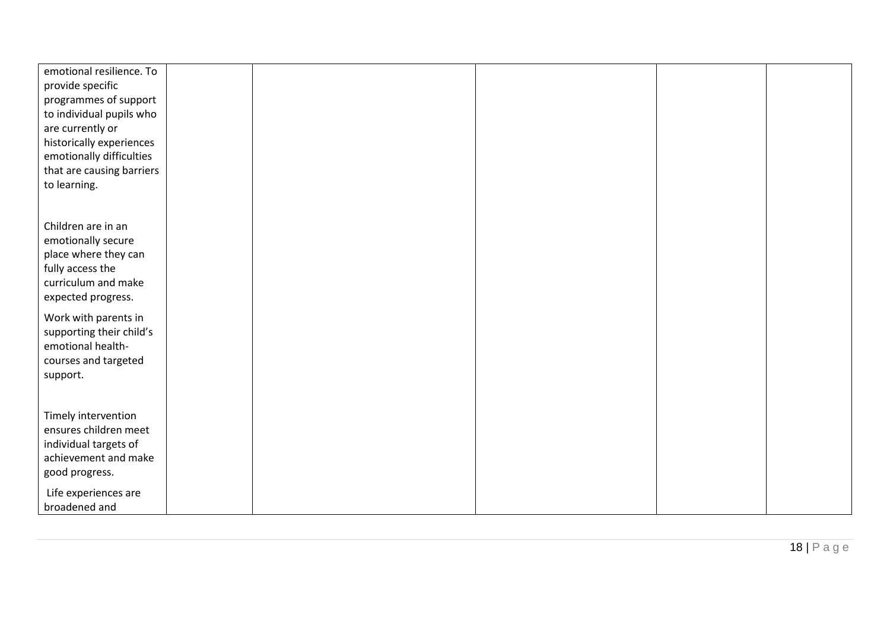| | | | | | |
|---|---|---|---|---|---|
| emotional resilience. To provide specific programmes of support to individual pupils who are currently or historically experiences emotionally difficulties that are causing barriers to learning.<br><br>Children are in an emotionally secure place where they can fully access the curriculum and make expected progress.<br><br>Work with parents in supporting their child's emotional health-courses and targeted support.<br><br>Timely intervention ensures children meet individual targets of achievement and make good progress.<br><br>Life experiences are broadened and | | | | | |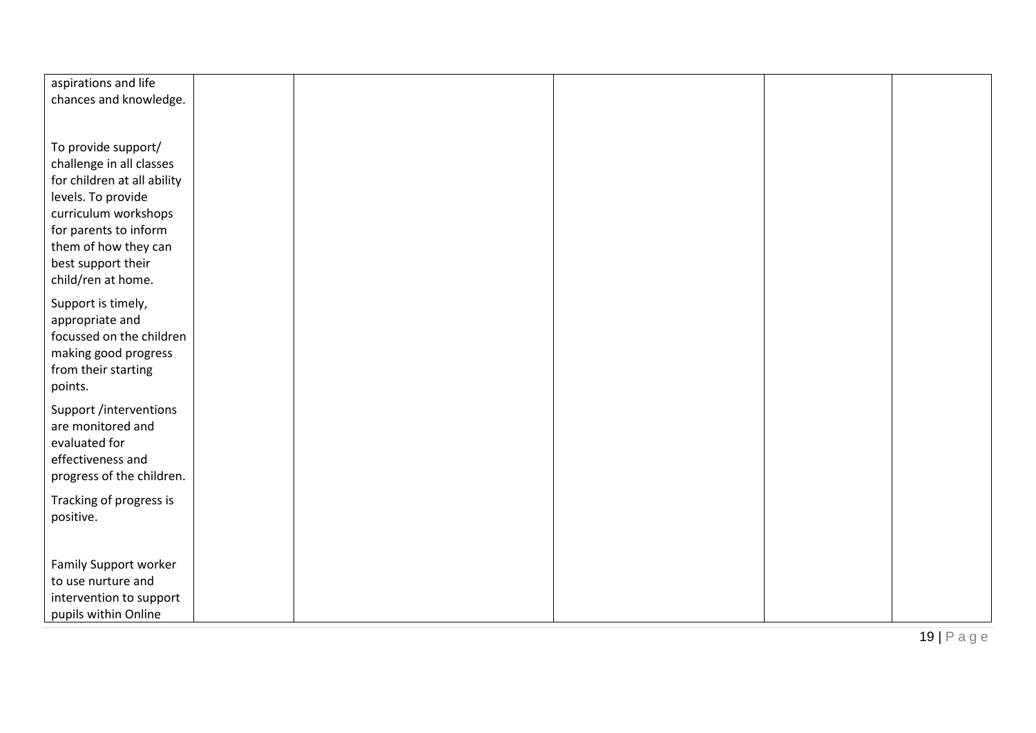| | | | | | |
|---|---|---|---|---|---|
| aspirations and life chances and knowledge.<br><br>To provide support/ challenge in all classes for children at all ability levels. To provide curriculum workshops for parents to inform them of how they can best support their child/ren at home.<br><br>Support is timely, appropriate and focussed on the children making good progress from their starting points.<br><br>Support /interventions are monitored and evaluated for effectiveness and progress of the children.<br><br>Tracking of progress is positive.<br><br>Family Support worker to use nurture and intervention to support pupils within Online | | | | | |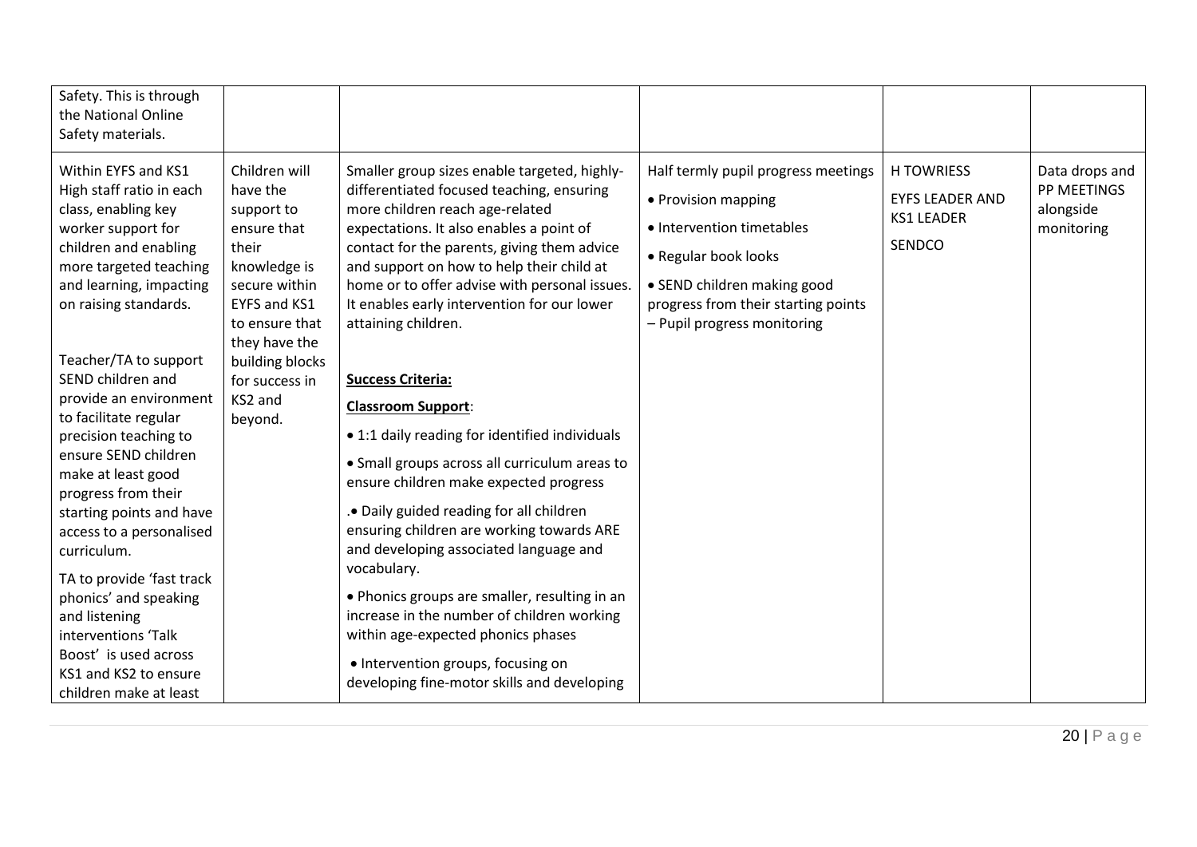| | | | | | |
|---|---|---|---|---|---|
| Safety. This is through the National Online Safety materials. | | | | | |
| Within EYFS and KS1 High staff ratio in each class, enabling key worker support for children and enabling more targeted teaching and learning, impacting on raising standards.<br><br>Teacher/TA to support SEND children and provide an environment to facilitate regular precision teaching to ensure SEND children make at least good progress from their starting points and have access to a personalised curriculum.<br><br>TA to provide 'fast track phonics' and speaking and listening interventions 'Talk Boost' is used across KS1 and KS2 to ensure children make at least | Children will have the support to ensure that their knowledge is secure within EYFS and KS1 to ensure that they have the building blocks for success in KS2 and beyond. | Smaller group sizes enable targeted, highly-differentiated focused teaching, ensuring more children reach age-related expectations. It also enables a point of contact for the parents, giving them advice and support on how to help their child at home or to offer advise with personal issues. It enables early intervention for our lower attaining children.<br><br>**Success Criteria:**<br><br>**Classroom Support**:<br><br>• 1:1 daily reading for identified individuals<br><br>• Small groups across all curriculum areas to ensure children make expected progress<br><br>.• Daily guided reading for all children ensuring children are working towards ARE and developing associated language and vocabulary.<br><br>• Phonics groups are smaller, resulting in an increase in the number of children working within age-expected phonics phases<br><br>• Intervention groups, focusing on developing fine-motor skills and developing | Half termly pupil progress meetings<br><br>• Provision mapping<br><br>• Intervention timetables<br><br>• Regular book looks<br><br>• SEND children making good progress from their starting points – Pupil progress monitoring | H TOWRIESS<br><br>EYFS LEADER AND KS1 LEADER<br><br>SENDCO | Data drops and PP MEETINGS alongside monitoring |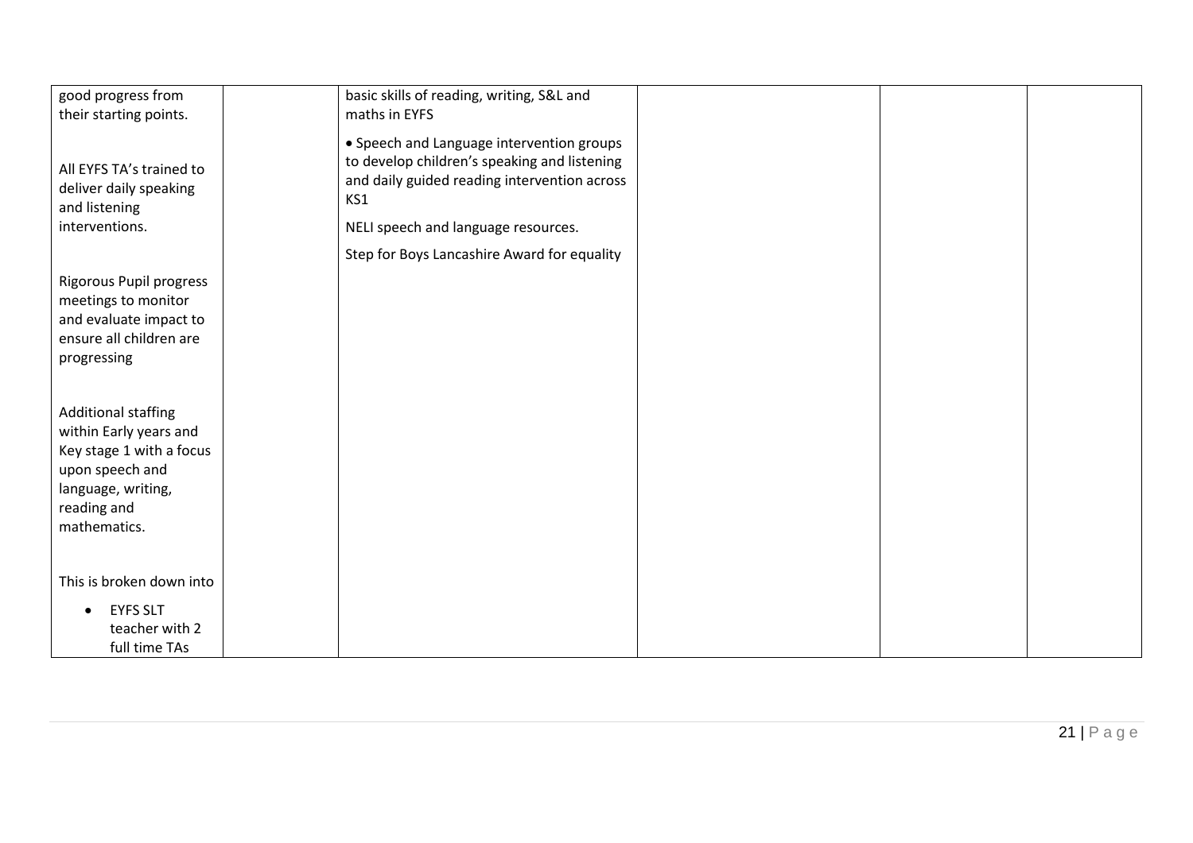| | | | | | |
|---|---|---|---|---|---|
| good progress from their starting points.<br><br>All EYFS TA's trained to deliver daily speaking and listening interventions.<br><br>Rigorous Pupil progress meetings to monitor and evaluate impact to ensure all children are progressing<br><br>Additional staffing within Early years and Key stage 1 with a focus upon speech and language, writing, reading and mathematics.<br><br>This is broken down into<br><br>• EYFS SLT teacher with 2 full time TAs | | basic skills of reading, writing, S&L and maths in EYFS<br><br>• Speech and Language intervention groups to develop children's speaking and listening and daily guided reading intervention across KS1<br><br>NELI speech and language resources.<br><br>Step for Boys Lancashire Award for equality | | | |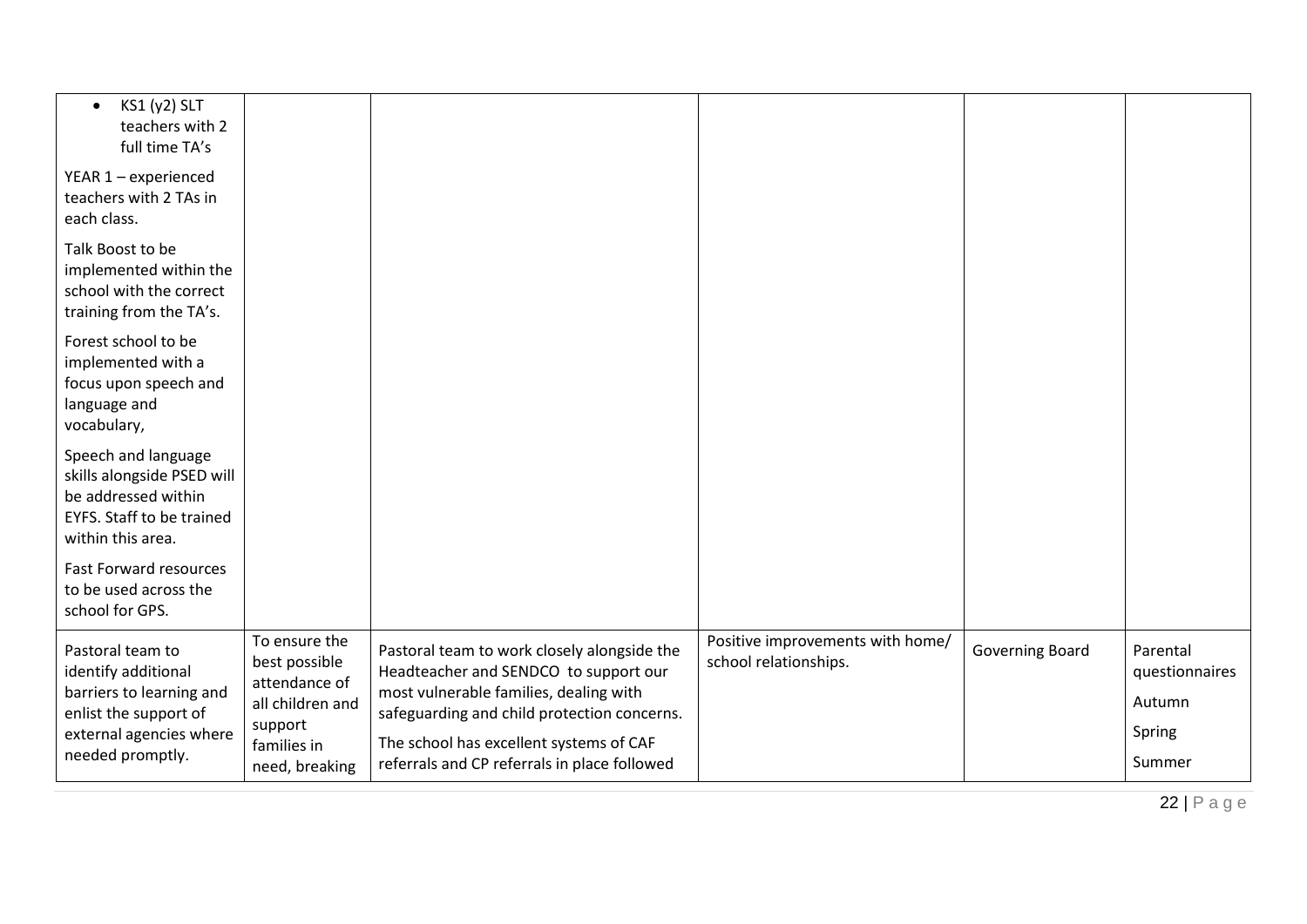| | | | | | |
|---|---|---|---|---|---|
| • KS1 (y2) SLT teachers with 2 full time TA's<br><br>YEAR 1 – experienced teachers with 2 TAs in each class.<br><br>Talk Boost to be implemented within the school with the correct training from the TA's.<br><br>Forest school to be implemented with a focus upon speech and language and vocabulary,<br><br>Speech and language skills alongside PSED will be addressed within EYFS. Staff to be trained within this area.<br><br>Fast Forward resources to be used across the school for GPS. | | | | | |
| Pastoral team to identify additional barriers to learning and enlist the support of external agencies where needed promptly. | To ensure the best possible attendance of all children and support families in need, breaking | Pastoral team to work closely alongside the Headteacher and SENDCO to support our most vulnerable families, dealing with safeguarding and child protection concerns.<br><br>The school has excellent systems of CAF referrals and CP referrals in place followed | Positive improvements with home/ school relationships. | Governing Board | Parental questionnaires<br><br>Autumn<br><br>Spring<br><br>Summer |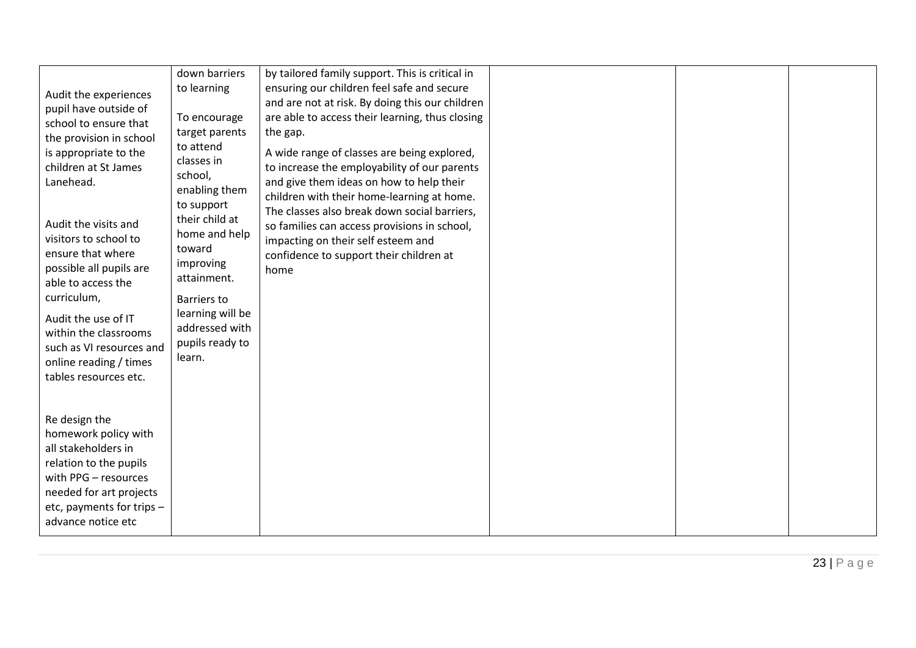| | | | | | |
|---|---|---|---|---|---|
| Audit the experiences pupil have outside of school to ensure that the provision in school is appropriate to the children at St James Lanehead.<br><br>Audit the visits and visitors to school to ensure that where possible all pupils are able to access the curriculum,<br><br>Audit the use of IT within the classrooms such as VI resources and online reading / times tables resources etc.<br><br>Re design the homework policy with all stakeholders in relation to the pupils with PPG – resources needed for art projects etc, payments for trips – advance notice etc | down barriers to learning<br><br>To encourage target parents to attend classes in school, enabling them to support their child at home and help toward improving attainment.<br><br>Barriers to learning will be addressed with pupils ready to learn. | by tailored family support. This is critical in ensuring our children feel safe and secure and are not at risk. By doing this our children are able to access their learning, thus closing the gap.<br><br>A wide range of classes are being explored, to increase the employability of our parents and give them ideas on how to help their children with their home-learning at home. The classes also break down social barriers, so families can access provisions in school, impacting on their self esteem and confidence to support their children at home | | | |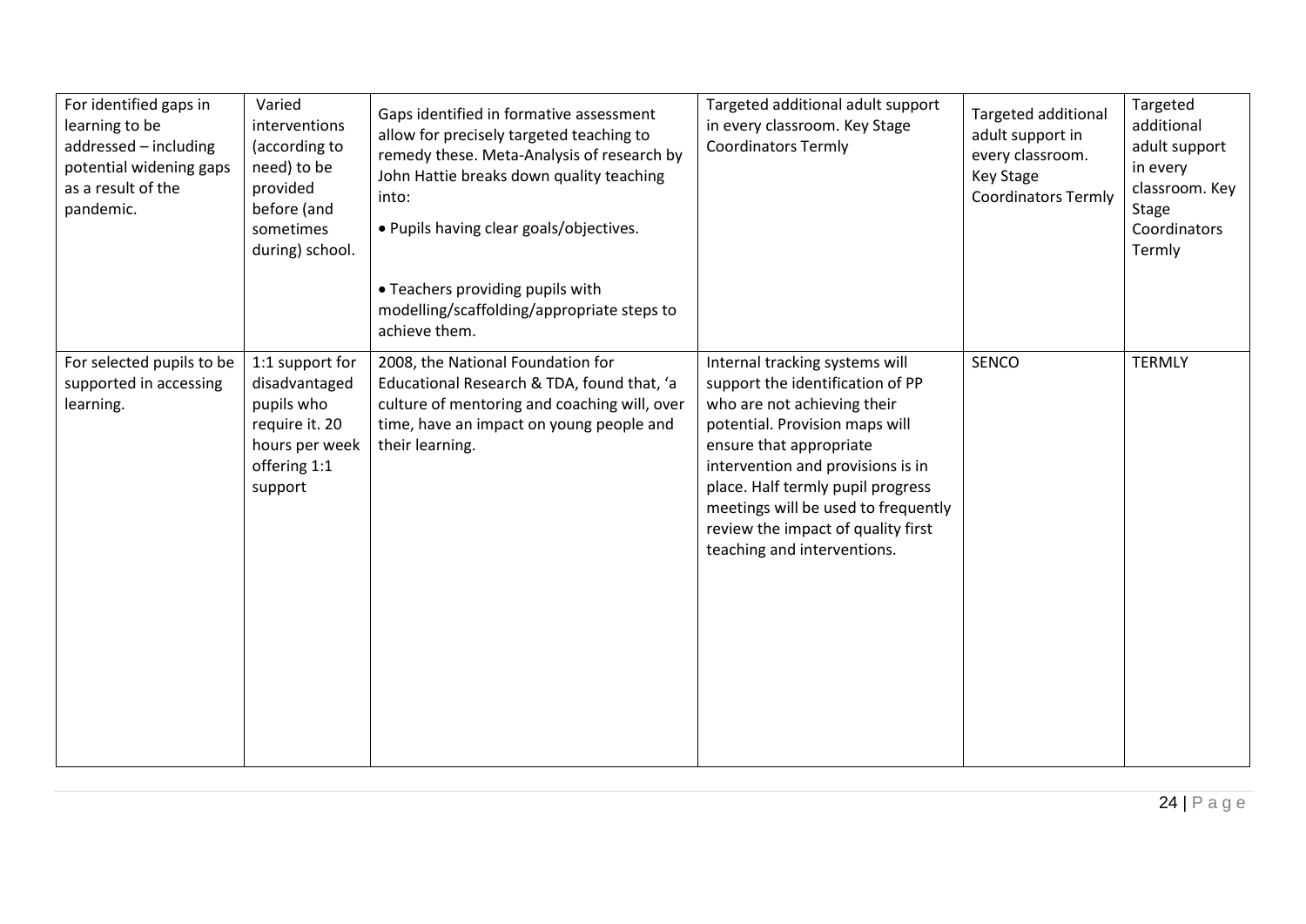| For identified gaps in learning to be addressed – including potential widening gaps as a result of the pandemic. | Varied interventions (according to need) to be provided before (and sometimes during) school. | Gaps identified in formative assessment allow for precisely targeted teaching to remedy these. Meta-Analysis of research by John Hattie breaks down quality teaching into:<br>• Pupils having clear goals/objectives.<br><br>• Teachers providing pupils with modelling/scaffolding/appropriate steps to achieve them. | Targeted additional adult support in every classroom. Key Stage Coordinators Termly | Targeted additional adult support in every classroom. Key Stage Coordinators Termly | Targeted additional adult support in every classroom. Key Stage Coordinators Termly |
|---|---|---|---|---|---|
| For selected pupils to be supported in accessing learning. | 1:1 support for disadvantaged pupils who require it. 20 hours per week offering 1:1 support | 2008, the National Foundation for Educational Research & TDA, found that, 'a culture of mentoring and coaching will, over time, have an impact on young people and their learning. | Internal tracking systems will support the identification of PP who are not achieving their potential. Provision maps will ensure that appropriate intervention and provisions is in place. Half termly pupil progress meetings will be used to frequently review the impact of quality first teaching and interventions. | SENCO | TERMLY |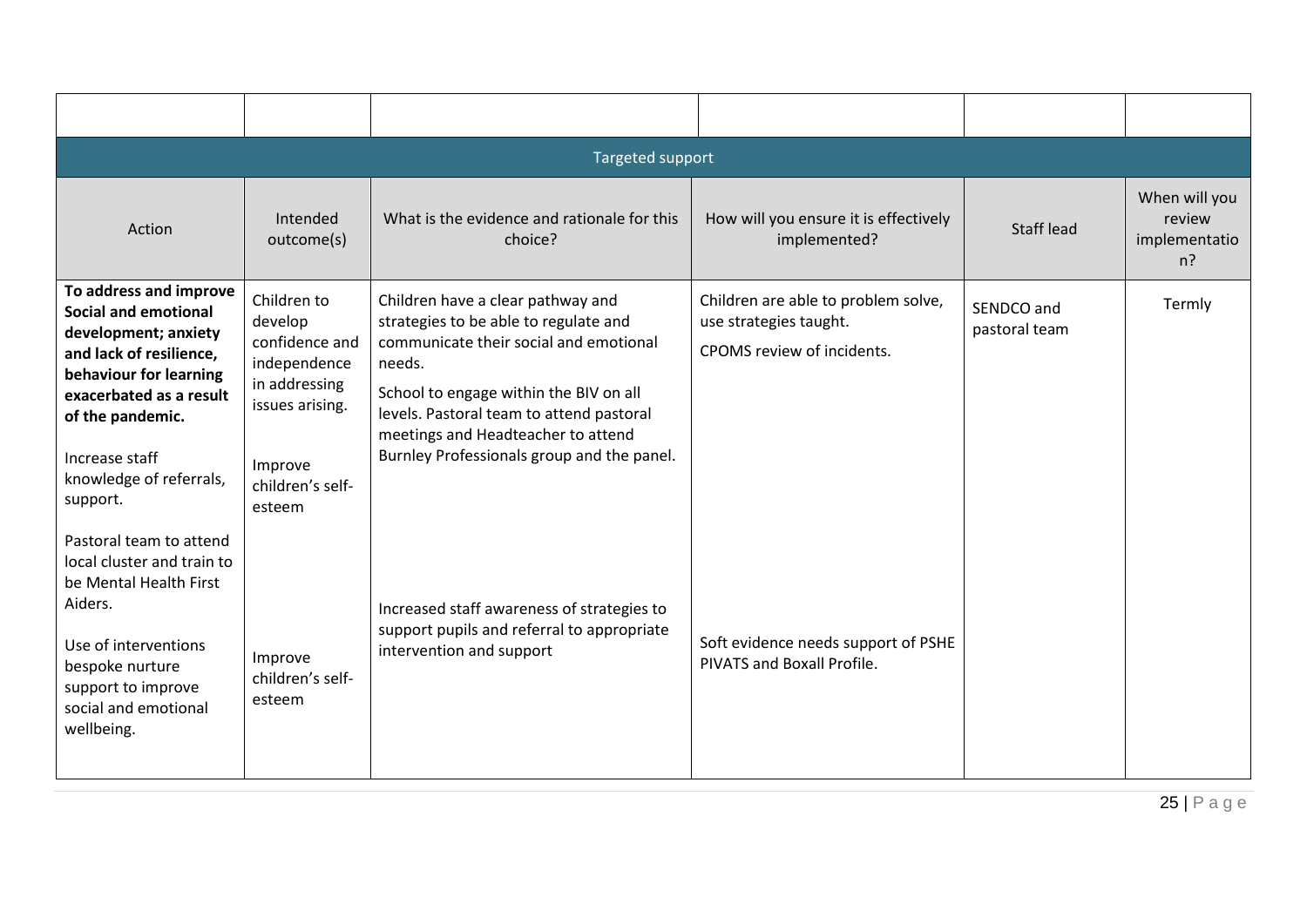| | | | | | |
|---|---|---|---|---|---|
| **Targeted support** | | | | | |
| Action | Intended outcome(s) | What is the evidence and rationale for this choice? | How will you ensure it is effectively implemented? | Staff lead | When will you review implementation? |
| **To address and improve Social and emotional development; anxiety and lack of resilience, behaviour for learning exacerbated as a result of the pandemic.**<br><br>Increase staff knowledge of referrals, support.<br><br>Pastoral team to attend local cluster and train to be Mental Health First Aiders.<br><br>Use of interventions bespoke nurture support to improve social and emotional wellbeing. | Children to develop confidence and independence in addressing issues arising.<br><br>Improve children's self-esteem<br><br>Improve children's self-esteem | Children have a clear pathway and strategies to be able to regulate and communicate their social and emotional needs.<br><br>School to engage within the BIV on all levels. Pastoral team to attend pastoral meetings and Headteacher to attend Burnley Professionals group and the panel.<br><br>Increased staff awareness of strategies to support pupils and referral to appropriate intervention and support | Children are able to problem solve, use strategies taught.<br><br>CPOMS review of incidents.<br><br>Soft evidence needs support of PSHE PIVATS and Boxall Profile. | SENDCO and pastoral team | Termly |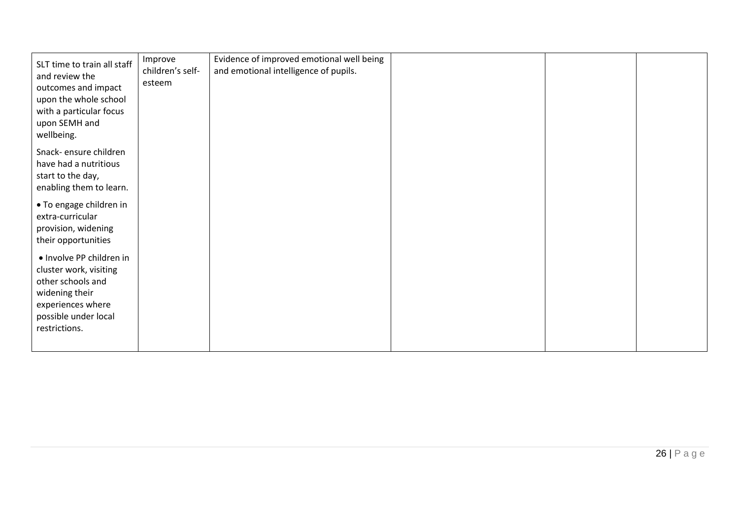| | | | | | |
|---|---|---|---|---|---|
| SLT time to train all staff and review the outcomes and impact upon the whole school with a particular focus upon SEMH and wellbeing.<br><br>Snack- ensure children have had a nutritious start to the day, enabling them to learn.<br><br>• To engage children in extra-curricular provision, widening their opportunities<br><br>• Involve PP children in cluster work, visiting other schools and widening their experiences where possible under local restrictions. | Improve children's self-esteem | Evidence of improved emotional well being and emotional intelligence of pupils. | | | |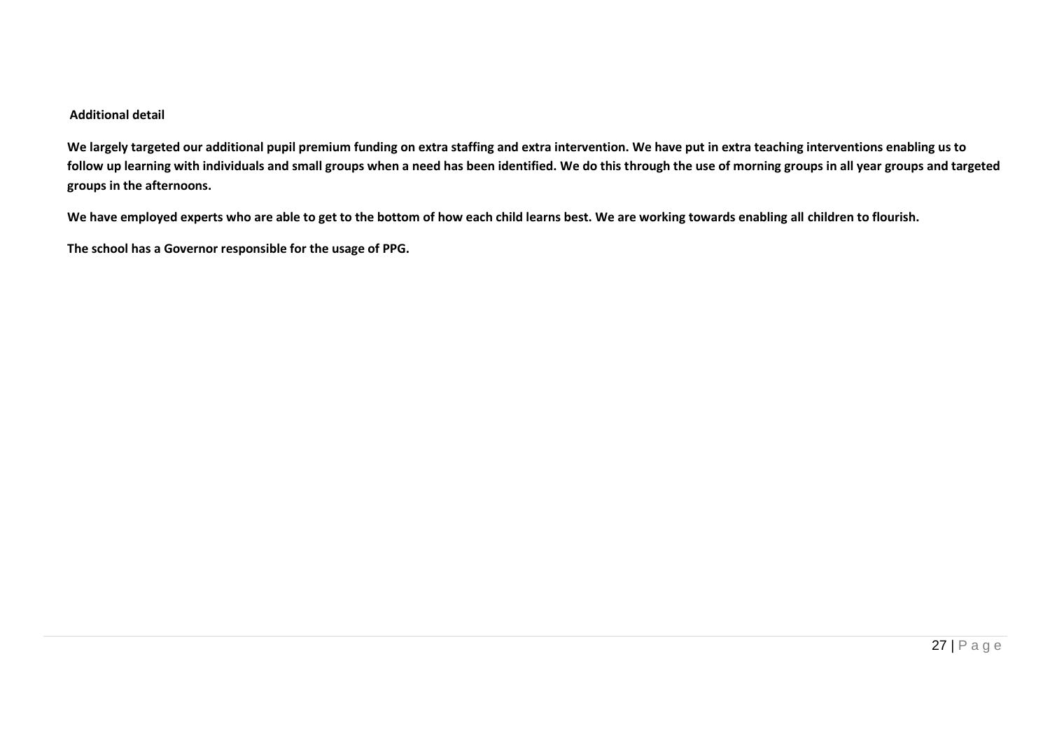**Additional detail**

**We largely targeted our additional pupil premium funding on extra staffing and extra intervention. We have put in extra teaching interventions enabling us to follow up learning with individuals and small groups when a need has been identified. We do this through the use of morning groups in all year groups and targeted groups in the afternoons.**

**We have employed experts who are able to get to the bottom of how each child learns best. We are working towards enabling all children to flourish.**

**The school has a Governor responsible for the usage of PPG.**